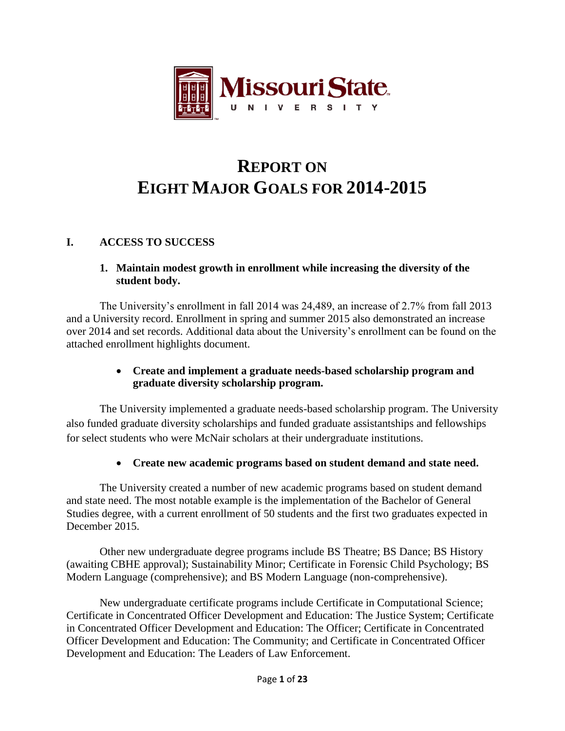Missouri State UNIVERSITY

# REPORT ON EIGHT MAJOR GOALS FOR 2014-2015

## I. ACCESS TO SUCCESS

### 1. Maintain modest growth in enrollment while increasing the diversity of the student body.

The University's enrollment in fall 2014 was 24,489, an increase of 2.7% from fall 2013 and a University record. Enrollment in spring and summer 2015 also demonstrated an increase over 2014 and set records. Additional data about the University's enrollment can be found on the attached enrollment highlights document.

- **Create and implement a graduate needs-based scholarship program and graduate diversity scholarship program.**

The University implemented a graduate needs-based scholarship program. The University also funded graduate diversity scholarships and funded graduate assistantships and fellowships for select students who were McNair scholars at their undergraduate institutions.

- **Create new academic programs based on student demand and state need.**

The University created a number of new academic programs based on student demand and state need. The most notable example is the implementation of the Bachelor of General Studies degree, with a current enrollment of 50 students and the first two graduates expected in December 2015.

Other new undergraduate degree programs include BS Theatre; BS Dance; BS History (awaiting CBHE approval); Sustainability Minor; Certificate in Forensic Child Psychology; BS Modern Language (comprehensive); and BS Modern Language (non-comprehensive).

New undergraduate certificate programs include Certificate in Computational Science; Certificate in Concentrated Officer Development and Education: The Justice System; Certificate in Concentrated Officer Development and Education: The Officer; Certificate in Concentrated Officer Development and Education: The Community; and Certificate in Concentrated Officer Development and Education: The Leaders of Law Enforcement.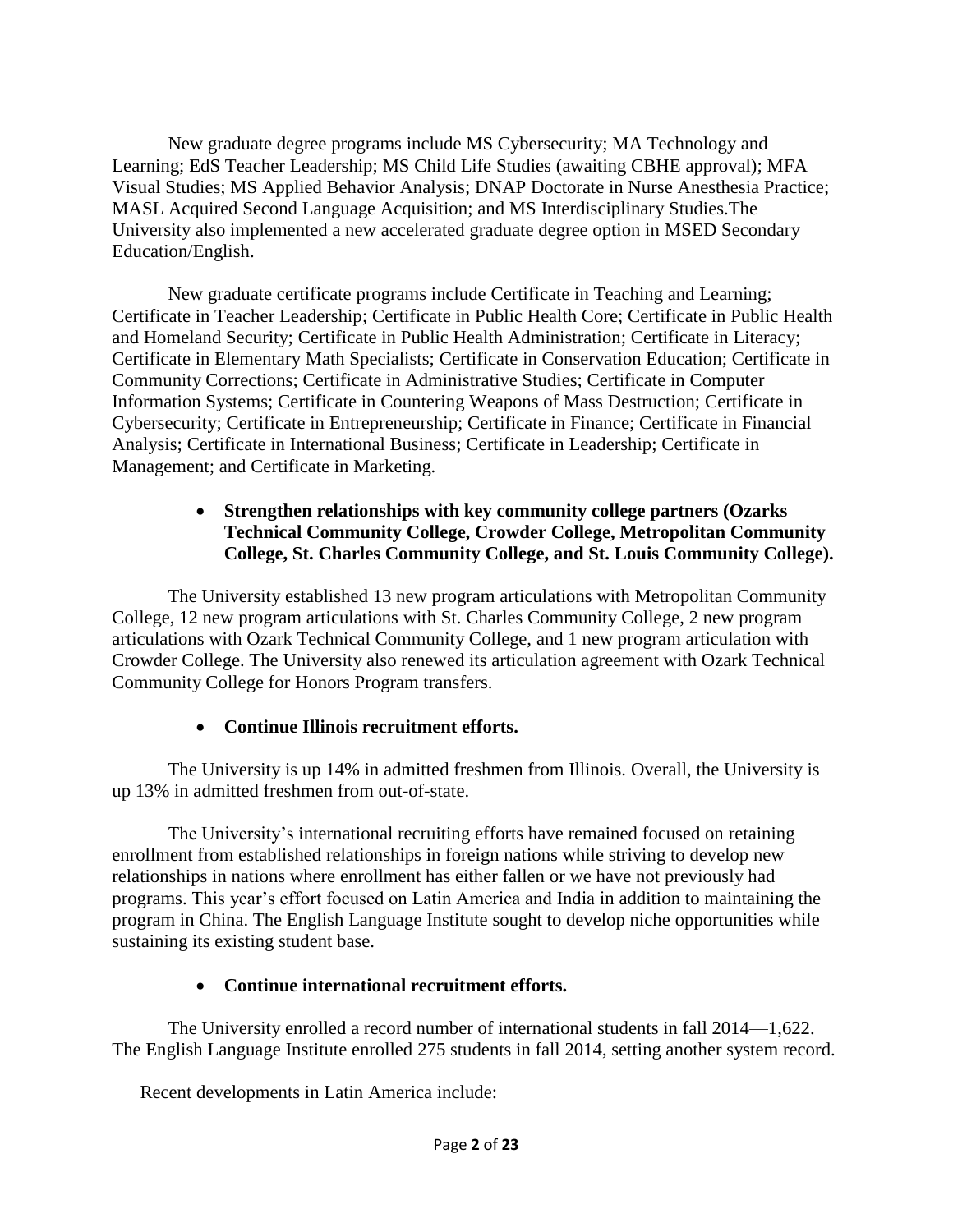New graduate degree programs include MS Cybersecurity; MA Technology and Learning; EdS Teacher Leadership; MS Child Life Studies (awaiting CBHE approval); MFA Visual Studies; MS Applied Behavior Analysis; DNAP Doctorate in Nurse Anesthesia Practice; MASL Acquired Second Language Acquisition; and MS Interdisciplinary Studies.The University also implemented a new accelerated graduate degree option in MSED Secondary Education/English.

New graduate certificate programs include Certificate in Teaching and Learning; Certificate in Teacher Leadership; Certificate in Public Health Core; Certificate in Public Health and Homeland Security; Certificate in Public Health Administration; Certificate in Literacy; Certificate in Elementary Math Specialists; Certificate in Conservation Education; Certificate in Community Corrections; Certificate in Administrative Studies; Certificate in Computer Information Systems; Certificate in Countering Weapons of Mass Destruction; Certificate in Cybersecurity; Certificate in Entrepreneurship; Certificate in Finance; Certificate in Financial Analysis; Certificate in International Business; Certificate in Leadership; Certificate in Management; and Certificate in Marketing.

- **Strengthen relationships with key community college partners (Ozarks Technical Community College, Crowder College, Metropolitan Community College, St. Charles Community College, and St. Louis Community College).**

The University established 13 new program articulations with Metropolitan Community College, 12 new program articulations with St. Charles Community College, 2 new program articulations with Ozark Technical Community College, and 1 new program articulation with Crowder College. The University also renewed its articulation agreement with Ozark Technical Community College for Honors Program transfers.

- **Continue Illinois recruitment efforts.**

The University is up 14% in admitted freshmen from Illinois. Overall, the University is up 13% in admitted freshmen from out-of-state.

The University's international recruiting efforts have remained focused on retaining enrollment from established relationships in foreign nations while striving to develop new relationships in nations where enrollment has either fallen or we have not previously had programs. This year's effort focused on Latin America and India in addition to maintaining the program in China. The English Language Institute sought to develop niche opportunities while sustaining its existing student base.

- **Continue international recruitment efforts.**

The University enrolled a record number of international students in fall 2014—1,622. The English Language Institute enrolled 275 students in fall 2014, setting another system record.

Recent developments in Latin America include: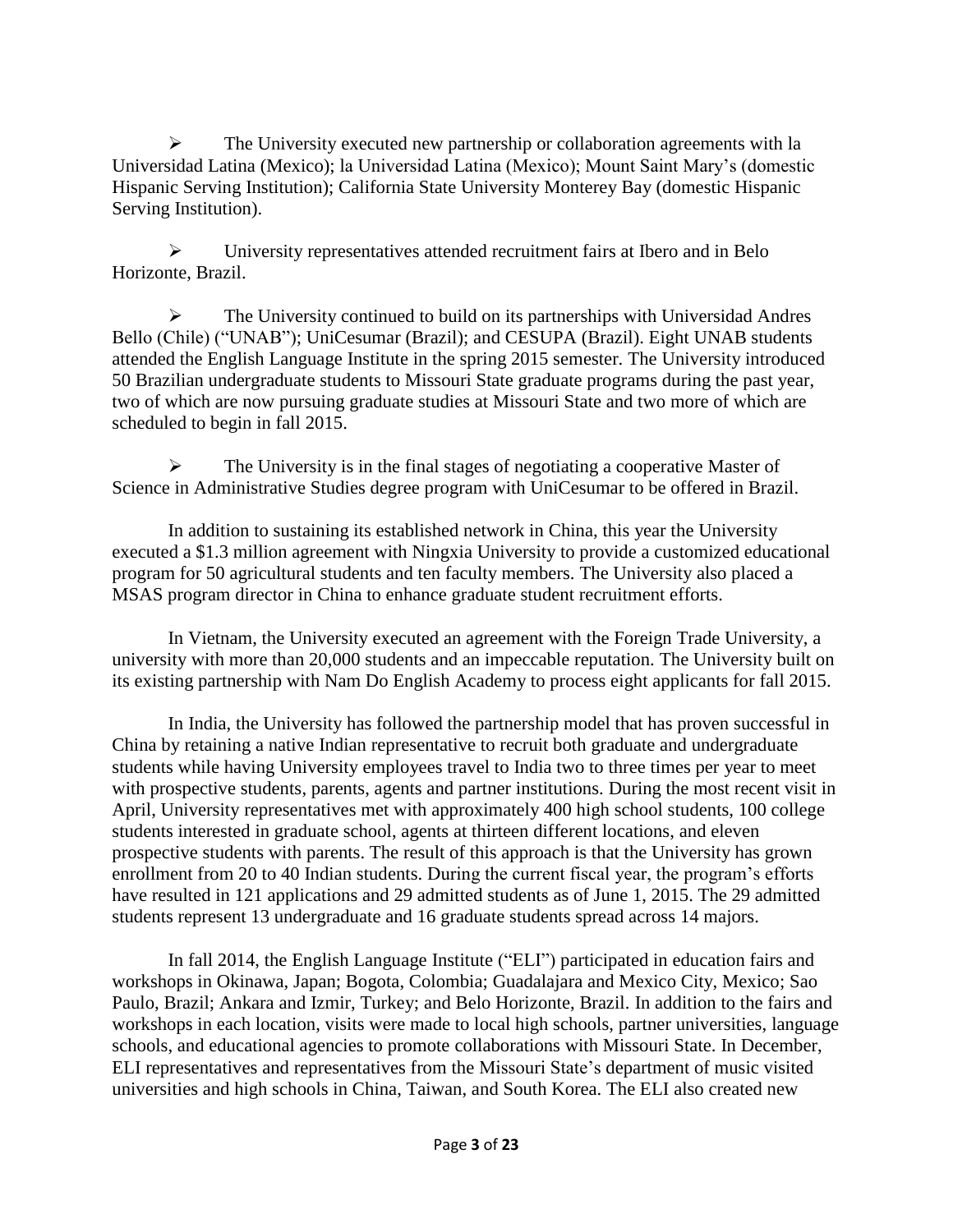- The University executed new partnership or collaboration agreements with la Universidad Latina (Mexico); la Universidad Latina (Mexico); Mount Saint Mary's (domestic Hispanic Serving Institution); California State University Monterey Bay (domestic Hispanic Serving Institution).

- University representatives attended recruitment fairs at Ibero and in Belo Horizonte, Brazil.

- The University continued to build on its partnerships with Universidad Andres Bello (Chile) ("UNAB"); UniCesumar (Brazil); and CESUPA (Brazil). Eight UNAB students attended the English Language Institute in the spring 2015 semester. The University introduced 50 Brazilian undergraduate students to Missouri State graduate programs during the past year, two of which are now pursuing graduate studies at Missouri State and two more of which are scheduled to begin in fall 2015.

- The University is in the final stages of negotiating a cooperative Master of Science in Administrative Studies degree program with UniCesumar to be offered in Brazil.

In addition to sustaining its established network in China, this year the University executed a $1.3 million agreement with Ningxia University to provide a customized educational program for 50 agricultural students and ten faculty members. The University also placed a MSAS program director in China to enhance graduate student recruitment efforts.

In Vietnam, the University executed an agreement with the Foreign Trade University, a university with more than 20,000 students and an impeccable reputation. The University built on its existing partnership with Nam Do English Academy to process eight applicants for fall 2015.

In India, the University has followed the partnership model that has proven successful in China by retaining a native Indian representative to recruit both graduate and undergraduate students while having University employees travel to India two to three times per year to meet with prospective students, parents, agents and partner institutions. During the most recent visit in April, University representatives met with approximately 400 high school students, 100 college students interested in graduate school, agents at thirteen different locations, and eleven prospective students with parents. The result of this approach is that the University has grown enrollment from 20 to 40 Indian students. During the current fiscal year, the program's efforts have resulted in 121 applications and 29 admitted students as of June 1, 2015. The 29 admitted students represent 13 undergraduate and 16 graduate students spread across 14 majors.

In fall 2014, the English Language Institute ("ELI") participated in education fairs and workshops in Okinawa, Japan; Bogota, Colombia; Guadalajara and Mexico City, Mexico; Sao Paulo, Brazil; Ankara and Izmir, Turkey; and Belo Horizonte, Brazil. In addition to the fairs and workshops in each location, visits were made to local high schools, partner universities, language schools, and educational agencies to promote collaborations with Missouri State. In December, ELI representatives and representatives from the Missouri State's department of music visited universities and high schools in China, Taiwan, and South Korea. The ELI also created new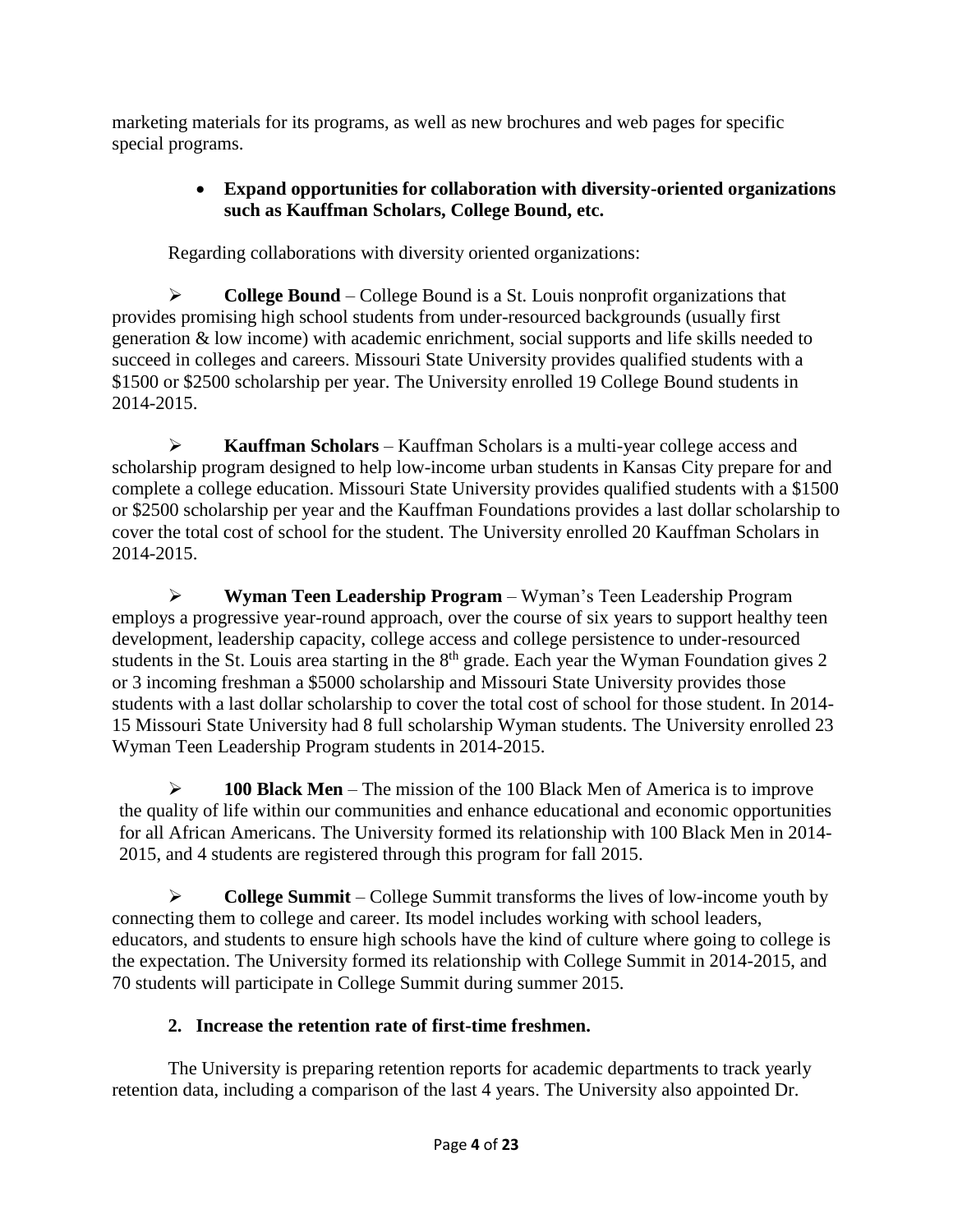marketing materials for its programs, as well as new brochures and web pages for specific special programs.

- **Expand opportunities for collaboration with diversity-oriented organizations such as Kauffman Scholars, College Bound, etc.**

Regarding collaborations with diversity oriented organizations:

- **College Bound** – College Bound is a St. Louis nonprofit organizations that provides promising high school students from under-resourced backgrounds (usually first generation & low income) with academic enrichment, social supports and life skills needed to succeed in colleges and careers. Missouri State University provides qualified students with a \$1500 or \$2500 scholarship per year. The University enrolled 19 College Bound students in 2014-2015.

- **Kauffman Scholars** – Kauffman Scholars is a multi-year college access and scholarship program designed to help low-income urban students in Kansas City prepare for and complete a college education. Missouri State University provides qualified students with a \$1500 or \$2500 scholarship per year and the Kauffman Foundations provides a last dollar scholarship to cover the total cost of school for the student. The University enrolled 20 Kauffman Scholars in 2014-2015.

- **Wyman Teen Leadership Program** – Wyman's Teen Leadership Program employs a progressive year-round approach, over the course of six years to support healthy teen development, leadership capacity, college access and college persistence to under-resourced students in the St. Louis area starting in the 8th grade. Each year the Wyman Foundation gives 2 or 3 incoming freshman a \$5000 scholarship and Missouri State University provides those students with a last dollar scholarship to cover the total cost of school for those student. In 2014-15 Missouri State University had 8 full scholarship Wyman students. The University enrolled 23 Wyman Teen Leadership Program students in 2014-2015.

- **100 Black Men** – The mission of the 100 Black Men of America is to improve the quality of life within our communities and enhance educational and economic opportunities for all African Americans. The University formed its relationship with 100 Black Men in 2014-2015, and 4 students are registered through this program for fall 2015.

- **College Summit** – College Summit transforms the lives of low-income youth by connecting them to college and career. Its model includes working with school leaders, educators, and students to ensure high schools have the kind of culture where going to college is the expectation. The University formed its relationship with College Summit in 2014-2015, and 70 students will participate in College Summit during summer 2015.

**2. Increase the retention rate of first-time freshmen.**

The University is preparing retention reports for academic departments to track yearly retention data, including a comparison of the last 4 years. The University also appointed Dr.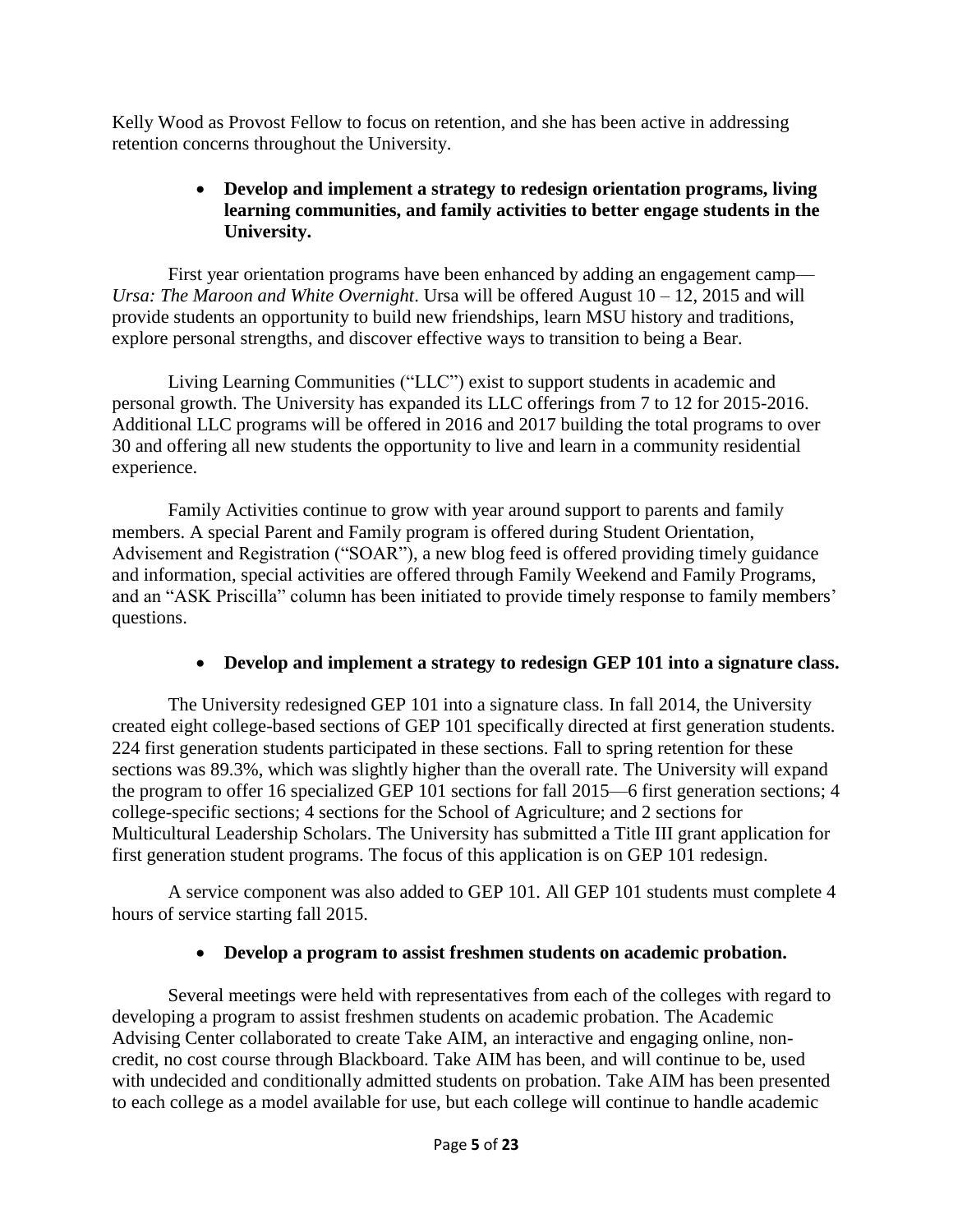Kelly Wood as Provost Fellow to focus on retention, and she has been active in addressing retention concerns throughout the University.

- **Develop and implement a strategy to redesign orientation programs, living learning communities, and family activities to better engage students in the University.**

First year orientation programs have been enhanced by adding an engagement camp—*Ursa: The Maroon and White Overnight*. Ursa will be offered August 10 – 12, 2015 and will provide students an opportunity to build new friendships, learn MSU history and traditions, explore personal strengths, and discover effective ways to transition to being a Bear.

Living Learning Communities ("LLC") exist to support students in academic and personal growth. The University has expanded its LLC offerings from 7 to 12 for 2015-2016. Additional LLC programs will be offered in 2016 and 2017 building the total programs to over 30 and offering all new students the opportunity to live and learn in a community residential experience.

Family Activities continue to grow with year around support to parents and family members. A special Parent and Family program is offered during Student Orientation, Advisement and Registration ("SOAR"), a new blog feed is offered providing timely guidance and information, special activities are offered through Family Weekend and Family Programs, and an "ASK Priscilla" column has been initiated to provide timely response to family members' questions.

- **Develop and implement a strategy to redesign GEP 101 into a signature class.**

The University redesigned GEP 101 into a signature class. In fall 2014, the University created eight college-based sections of GEP 101 specifically directed at first generation students. 224 first generation students participated in these sections. Fall to spring retention for these sections was 89.3%, which was slightly higher than the overall rate. The University will expand the program to offer 16 specialized GEP 101 sections for fall 2015—6 first generation sections; 4 college-specific sections; 4 sections for the School of Agriculture; and 2 sections for Multicultural Leadership Scholars. The University has submitted a Title III grant application for first generation student programs. The focus of this application is on GEP 101 redesign.

A service component was also added to GEP 101. All GEP 101 students must complete 4 hours of service starting fall 2015.

- **Develop a program to assist freshmen students on academic probation.**

Several meetings were held with representatives from each of the colleges with regard to developing a program to assist freshmen students on academic probation. The Academic Advising Center collaborated to create Take AIM, an interactive and engaging online, non-credit, no cost course through Blackboard. Take AIM has been, and will continue to be, used with undecided and conditionally admitted students on probation. Take AIM has been presented to each college as a model available for use, but each college will continue to handle academic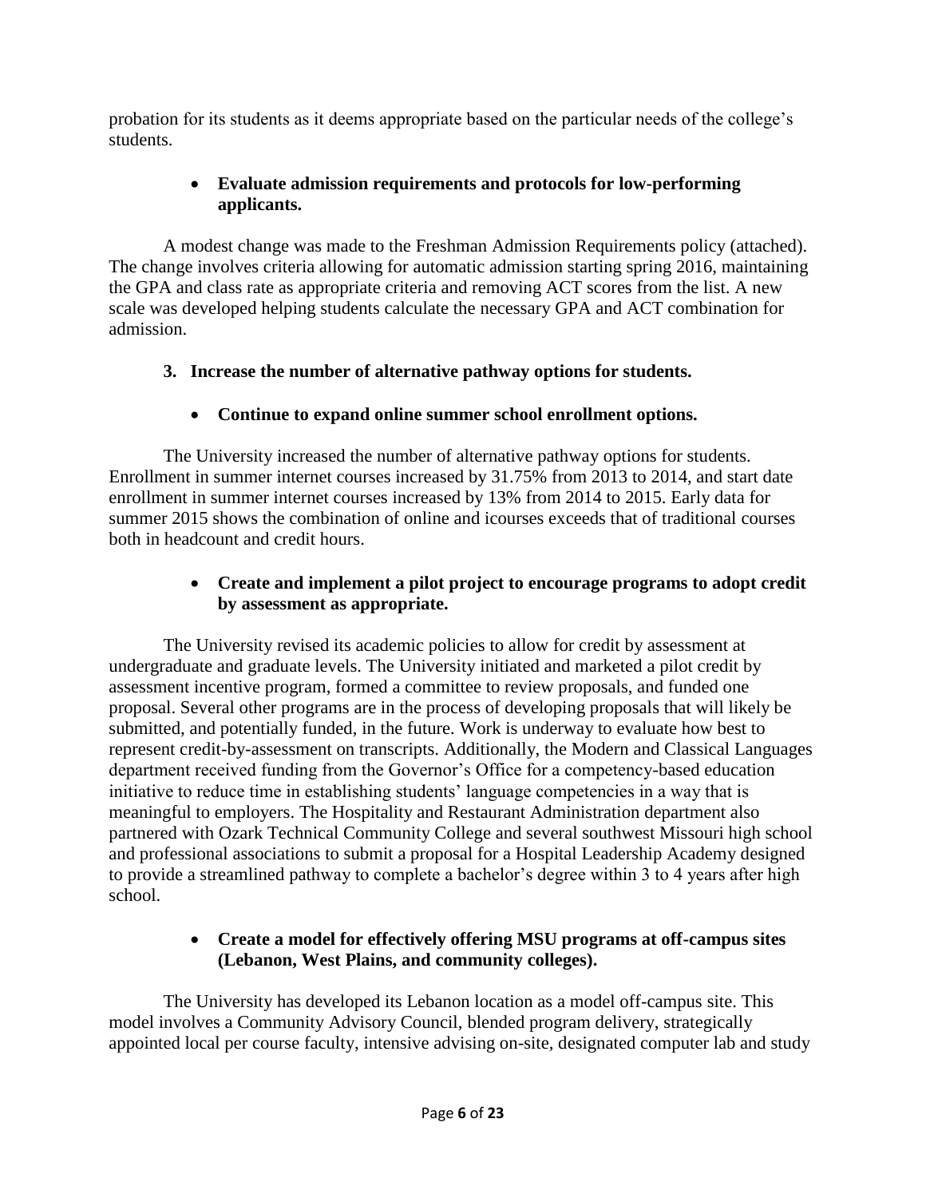probation for its students as it deems appropriate based on the particular needs of the college's students.

- **Evaluate admission requirements and protocols for low-performing applicants.**

A modest change was made to the Freshman Admission Requirements policy (attached). The change involves criteria allowing for automatic admission starting spring 2016, maintaining the GPA and class rate as appropriate criteria and removing ACT scores from the list. A new scale was developed helping students calculate the necessary GPA and ACT combination for admission.

3. **Increase the number of alternative pathway options for students.**

- **Continue to expand online summer school enrollment options.**

The University increased the number of alternative pathway options for students. Enrollment in summer internet courses increased by 31.75% from 2013 to 2014, and start date enrollment in summer internet courses increased by 13% from 2014 to 2015. Early data for summer 2015 shows the combination of online and icourses exceeds that of traditional courses both in headcount and credit hours.

- **Create and implement a pilot project to encourage programs to adopt credit by assessment as appropriate.**

The University revised its academic policies to allow for credit by assessment at undergraduate and graduate levels. The University initiated and marketed a pilot credit by assessment incentive program, formed a committee to review proposals, and funded one proposal. Several other programs are in the process of developing proposals that will likely be submitted, and potentially funded, in the future. Work is underway to evaluate how best to represent credit-by-assessment on transcripts. Additionally, the Modern and Classical Languages department received funding from the Governor's Office for a competency-based education initiative to reduce time in establishing students' language competencies in a way that is meaningful to employers. The Hospitality and Restaurant Administration department also partnered with Ozark Technical Community College and several southwest Missouri high school and professional associations to submit a proposal for a Hospital Leadership Academy designed to provide a streamlined pathway to complete a bachelor's degree within 3 to 4 years after high school.

- **Create a model for effectively offering MSU programs at off-campus sites (Lebanon, West Plains, and community colleges).**

The University has developed its Lebanon location as a model off-campus site. This model involves a Community Advisory Council, blended program delivery, strategically appointed local per course faculty, intensive advising on-site, designated computer lab and study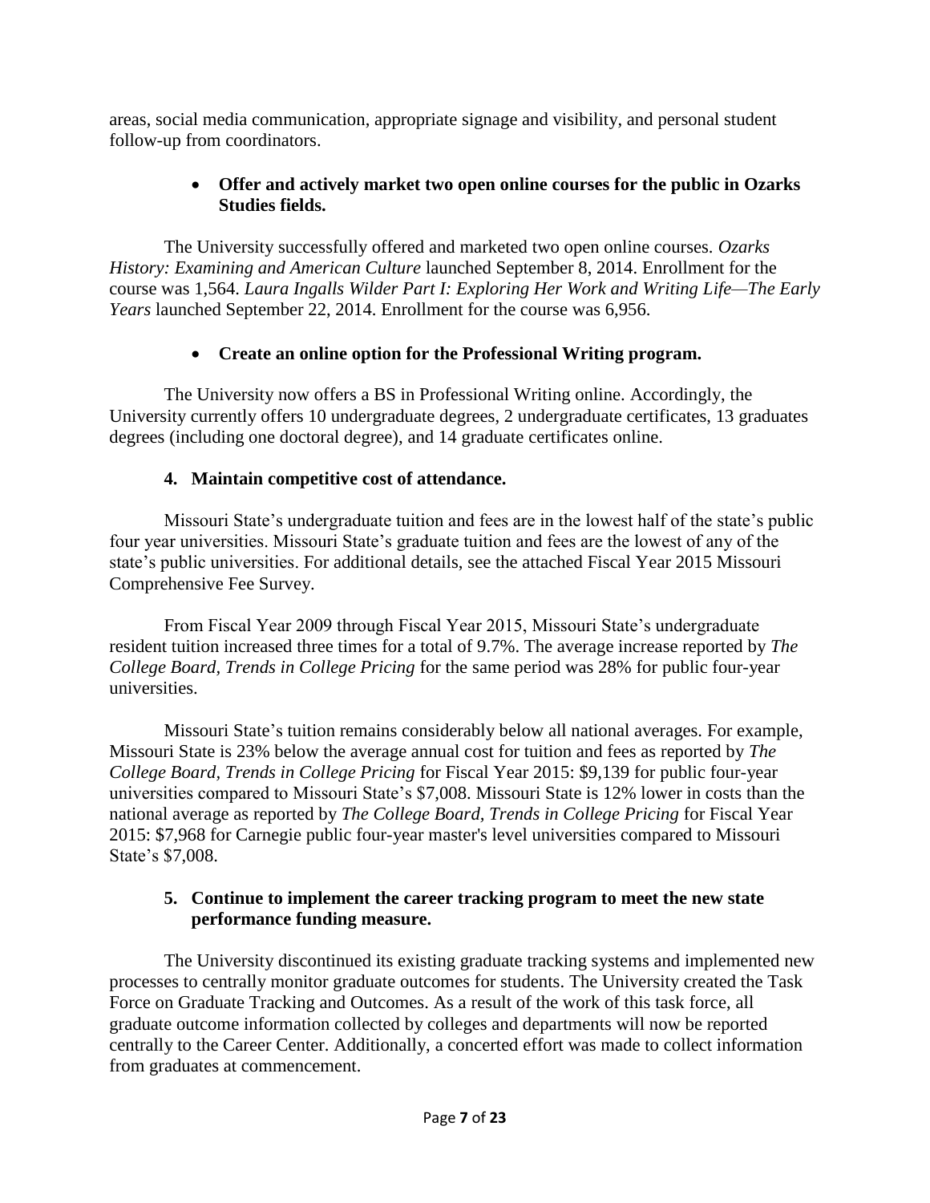areas, social media communication, appropriate signage and visibility, and personal student follow-up from coordinators.

- **Offer and actively market two open online courses for the public in Ozarks Studies fields.**

The University successfully offered and marketed two open online courses. *Ozarks History: Examining and American Culture* launched September 8, 2014. Enrollment for the course was 1,564. *Laura Ingalls Wilder Part I: Exploring Her Work and Writing Life—The Early Years* launched September 22, 2014. Enrollment for the course was 6,956.

- **Create an online option for the Professional Writing program.**

The University now offers a BS in Professional Writing online. Accordingly, the University currently offers 10 undergraduate degrees, 2 undergraduate certificates, 13 graduates degrees (including one doctoral degree), and 14 graduate certificates online.

**4. Maintain competitive cost of attendance.**

Missouri State's undergraduate tuition and fees are in the lowest half of the state's public four year universities. Missouri State's graduate tuition and fees are the lowest of any of the state's public universities. For additional details, see the attached Fiscal Year 2015 Missouri Comprehensive Fee Survey.

From Fiscal Year 2009 through Fiscal Year 2015, Missouri State's undergraduate resident tuition increased three times for a total of 9.7%. The average increase reported by *The College Board, Trends in College Pricing* for the same period was 28% for public four-year universities.

Missouri State's tuition remains considerably below all national averages. For example, Missouri State is 23% below the average annual cost for tuition and fees as reported by *The College Board, Trends in College Pricing* for Fiscal Year 2015: $9,139 for public four-year universities compared to Missouri State's $7,008. Missouri State is 12% lower in costs than the national average as reported by *The College Board, Trends in College Pricing* for Fiscal Year 2015: $7,968 for Carnegie public four-year master's level universities compared to Missouri State's $7,008.

**5. Continue to implement the career tracking program to meet the new state performance funding measure.**

The University discontinued its existing graduate tracking systems and implemented new processes to centrally monitor graduate outcomes for students. The University created the Task Force on Graduate Tracking and Outcomes. As a result of the work of this task force, all graduate outcome information collected by colleges and departments will now be reported centrally to the Career Center. Additionally, a concerted effort was made to collect information from graduates at commencement.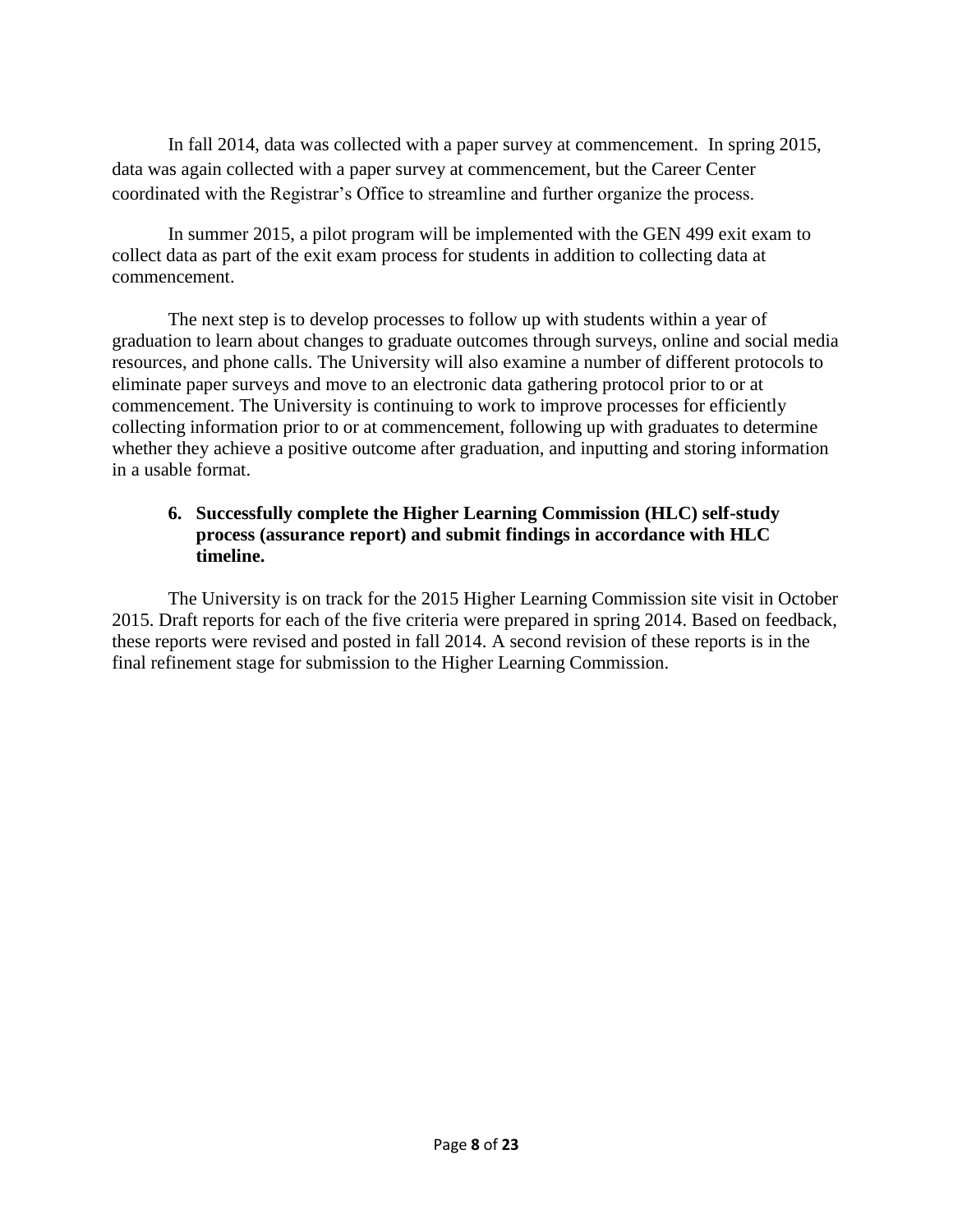In fall 2014, data was collected with a paper survey at commencement. In spring 2015, data was again collected with a paper survey at commencement, but the Career Center coordinated with the Registrar's Office to streamline and further organize the process.

In summer 2015, a pilot program will be implemented with the GEN 499 exit exam to collect data as part of the exit exam process for students in addition to collecting data at commencement.

The next step is to develop processes to follow up with students within a year of graduation to learn about changes to graduate outcomes through surveys, online and social media resources, and phone calls. The University will also examine a number of different protocols to eliminate paper surveys and move to an electronic data gathering protocol prior to or at commencement. The University is continuing to work to improve processes for efficiently collecting information prior to or at commencement, following up with graduates to determine whether they achieve a positive outcome after graduation, and inputting and storing information in a usable format.

**6. Successfully complete the Higher Learning Commission (HLC) self-study process (assurance report) and submit findings in accordance with HLC timeline.**

The University is on track for the 2015 Higher Learning Commission site visit in October 2015. Draft reports for each of the five criteria were prepared in spring 2014. Based on feedback, these reports were revised and posted in fall 2014. A second revision of these reports is in the final refinement stage for submission to the Higher Learning Commission.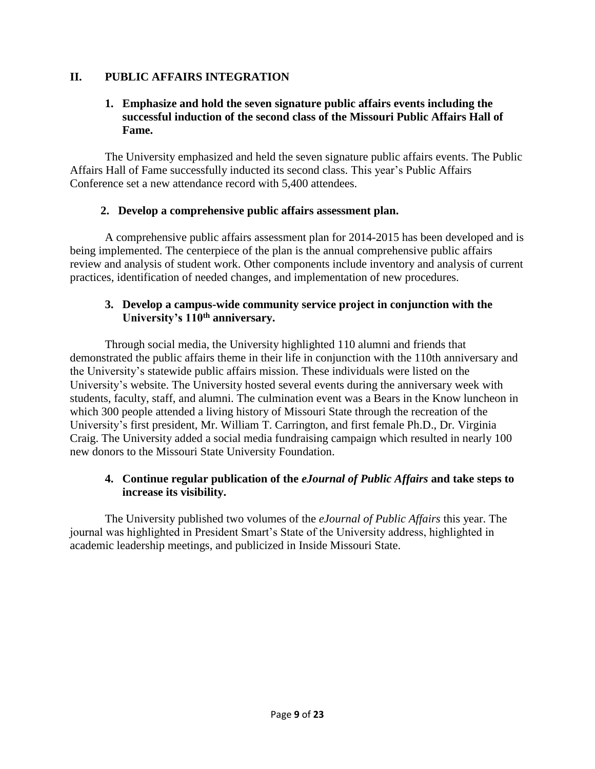## II. PUBLIC AFFAIRS INTEGRATION

### 1. Emphasize and hold the seven signature public affairs events including the successful induction of the second class of the Missouri Public Affairs Hall of Fame.

The University emphasized and held the seven signature public affairs events. The Public Affairs Hall of Fame successfully inducted its second class. This year's Public Affairs Conference set a new attendance record with 5,400 attendees.

### 2. Develop a comprehensive public affairs assessment plan.

A comprehensive public affairs assessment plan for 2014-2015 has been developed and is being implemented. The centerpiece of the plan is the annual comprehensive public affairs review and analysis of student work. Other components include inventory and analysis of current practices, identification of needed changes, and implementation of new procedures.

### 3. Develop a campus-wide community service project in conjunction with the University's 110th anniversary.

Through social media, the University highlighted 110 alumni and friends that demonstrated the public affairs theme in their life in conjunction with the 110th anniversary and the University's statewide public affairs mission. These individuals were listed on the University's website. The University hosted several events during the anniversary week with students, faculty, staff, and alumni. The culmination event was a Bears in the Know luncheon in which 300 people attended a living history of Missouri State through the recreation of the University's first president, Mr. William T. Carrington, and first female Ph.D., Dr. Virginia Craig. The University added a social media fundraising campaign which resulted in nearly 100 new donors to the Missouri State University Foundation.

### 4. Continue regular publication of the *eJournal of Public Affairs* and take steps to increase its visibility.

The University published two volumes of the *eJournal of Public Affairs* this year. The journal was highlighted in President Smart's State of the University address, highlighted in academic leadership meetings, and publicized in Inside Missouri State.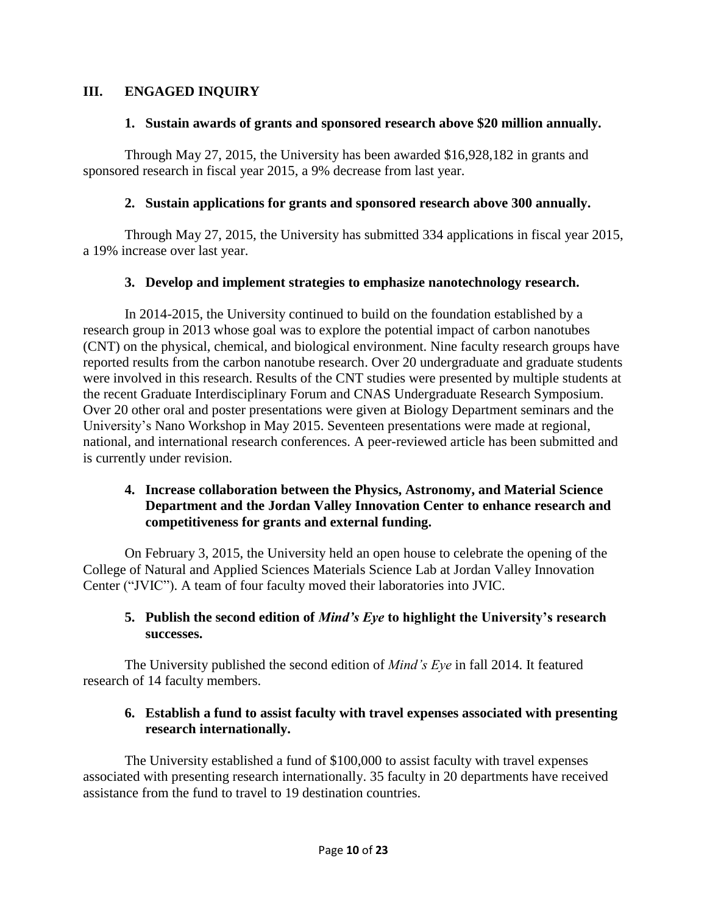## III. ENGAGED INQUIRY

### 1. Sustain awards of grants and sponsored research above $20 million annually.

Through May 27, 2015, the University has been awarded $16,928,182 in grants and sponsored research in fiscal year 2015, a 9% decrease from last year.

### 2. Sustain applications for grants and sponsored research above 300 annually.

Through May 27, 2015, the University has submitted 334 applications in fiscal year 2015, a 19% increase over last year.

### 3. Develop and implement strategies to emphasize nanotechnology research.

In 2014-2015, the University continued to build on the foundation established by a research group in 2013 whose goal was to explore the potential impact of carbon nanotubes (CNT) on the physical, chemical, and biological environment. Nine faculty research groups have reported results from the carbon nanotube research. Over 20 undergraduate and graduate students were involved in this research. Results of the CNT studies were presented by multiple students at the recent Graduate Interdisciplinary Forum and CNAS Undergraduate Research Symposium. Over 20 other oral and poster presentations were given at Biology Department seminars and the University's Nano Workshop in May 2015. Seventeen presentations were made at regional, national, and international research conferences. A peer-reviewed article has been submitted and is currently under revision.

### 4. Increase collaboration between the Physics, Astronomy, and Material Science Department and the Jordan Valley Innovation Center to enhance research and competitiveness for grants and external funding.

On February 3, 2015, the University held an open house to celebrate the opening of the College of Natural and Applied Sciences Materials Science Lab at Jordan Valley Innovation Center ("JVIC"). A team of four faculty moved their laboratories into JVIC.

### 5. Publish the second edition of *Mind's Eye* to highlight the University's research successes.

The University published the second edition of *Mind's Eye* in fall 2014. It featured research of 14 faculty members.

### 6. Establish a fund to assist faculty with travel expenses associated with presenting research internationally.

The University established a fund of $100,000 to assist faculty with travel expenses associated with presenting research internationally. 35 faculty in 20 departments have received assistance from the fund to travel to 19 destination countries.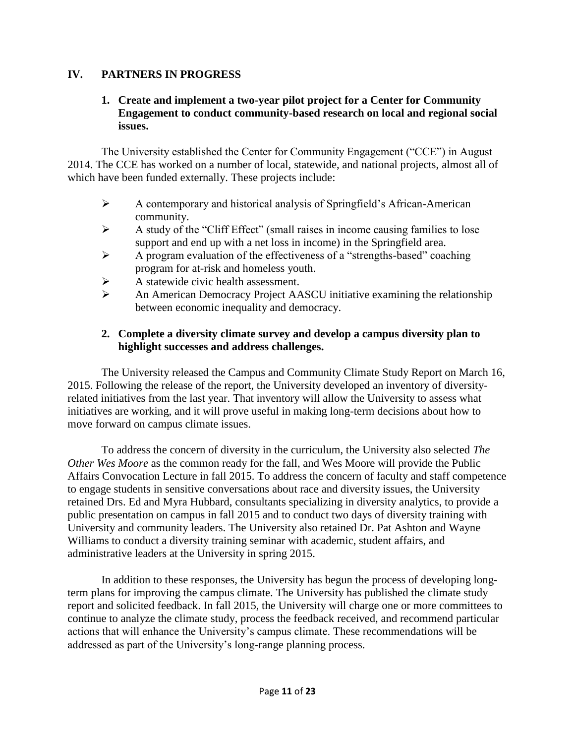## IV. PARTNERS IN PROGRESS

### 1. Create and implement a two-year pilot project for a Center for Community Engagement to conduct community-based research on local and regional social issues.

The University established the Center for Community Engagement ("CCE") in August 2014. The CCE has worked on a number of local, statewide, and national projects, almost all of which have been funded externally. These projects include:

- A contemporary and historical analysis of Springfield's African-American community.
- A study of the "Cliff Effect" (small raises in income causing families to lose support and end up with a net loss in income) in the Springfield area.
- A program evaluation of the effectiveness of a "strengths-based" coaching program for at-risk and homeless youth.
- A statewide civic health assessment.
- An American Democracy Project AASCU initiative examining the relationship between economic inequality and democracy.

### 2. Complete a diversity climate survey and develop a campus diversity plan to highlight successes and address challenges.

The University released the Campus and Community Climate Study Report on March 16, 2015. Following the release of the report, the University developed an inventory of diversity-related initiatives from the last year. That inventory will allow the University to assess what initiatives are working, and it will prove useful in making long-term decisions about how to move forward on campus climate issues.

To address the concern of diversity in the curriculum, the University also selected *The Other Wes Moore* as the common ready for the fall, and Wes Moore will provide the Public Affairs Convocation Lecture in fall 2015. To address the concern of faculty and staff competence to engage students in sensitive conversations about race and diversity issues, the University retained Drs. Ed and Myra Hubbard, consultants specializing in diversity analytics, to provide a public presentation on campus in fall 2015 and to conduct two days of diversity training with University and community leaders. The University also retained Dr. Pat Ashton and Wayne Williams to conduct a diversity training seminar with academic, student affairs, and administrative leaders at the University in spring 2015.

In addition to these responses, the University has begun the process of developing long-term plans for improving the campus climate. The University has published the climate study report and solicited feedback. In fall 2015, the University will charge one or more committees to continue to analyze the climate study, process the feedback received, and recommend particular actions that will enhance the University's campus climate. These recommendations will be addressed as part of the University's long-range planning process.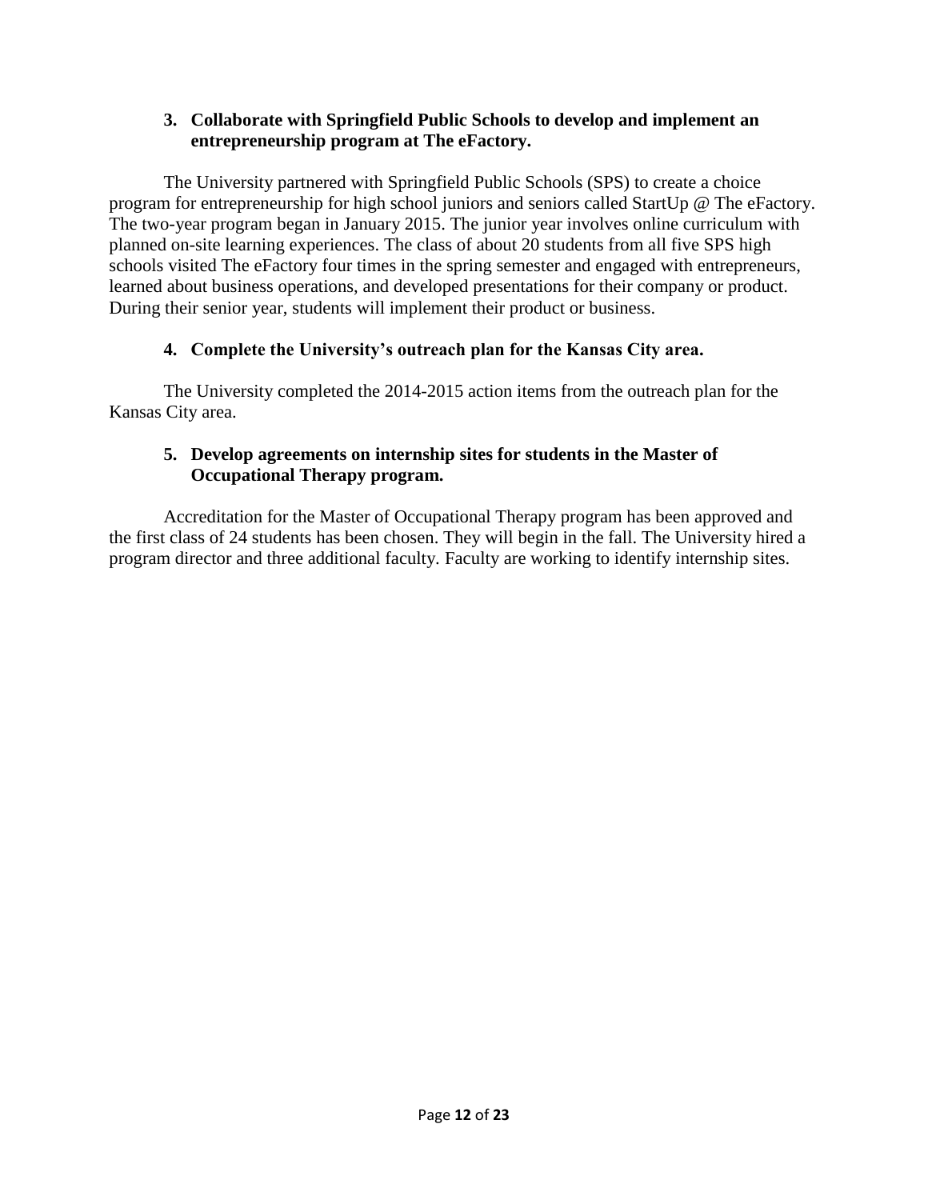**3. Collaborate with Springfield Public Schools to develop and implement an entrepreneurship program at The eFactory.**

The University partnered with Springfield Public Schools (SPS) to create a choice program for entrepreneurship for high school juniors and seniors called StartUp @ The eFactory. The two-year program began in January 2015. The junior year involves online curriculum with planned on-site learning experiences. The class of about 20 students from all five SPS high schools visited The eFactory four times in the spring semester and engaged with entrepreneurs, learned about business operations, and developed presentations for their company or product. During their senior year, students will implement their product or business.

**4. Complete the University's outreach plan for the Kansas City area.**

The University completed the 2014-2015 action items from the outreach plan for the Kansas City area.

**5. Develop agreements on internship sites for students in the Master of Occupational Therapy program.**

Accreditation for the Master of Occupational Therapy program has been approved and the first class of 24 students has been chosen. They will begin in the fall. The University hired a program director and three additional faculty. Faculty are working to identify internship sites.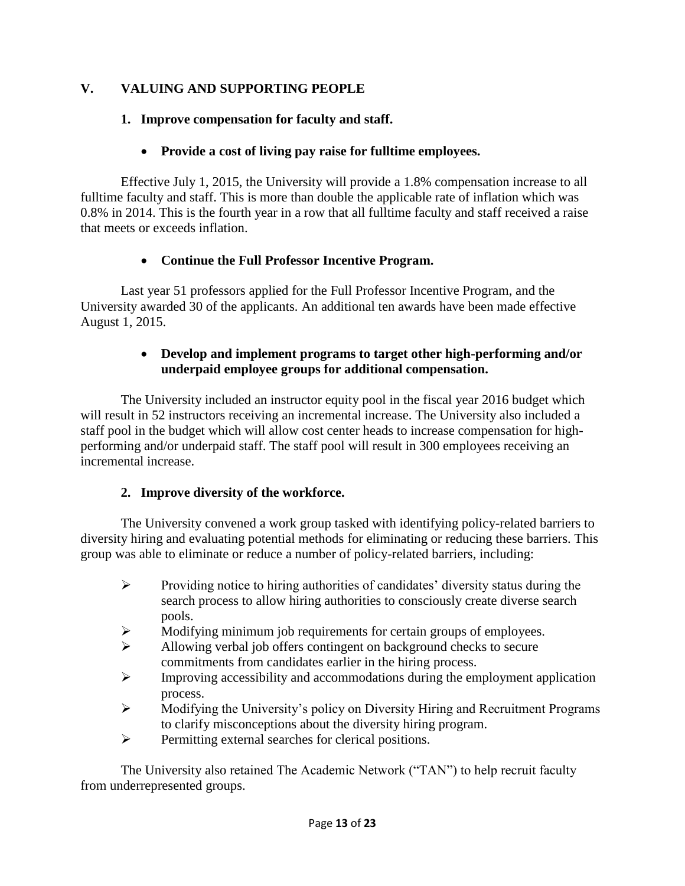## V. VALUING AND SUPPORTING PEOPLE

### 1. Improve compensation for faculty and staff.

- **Provide a cost of living pay raise for fulltime employees.**

Effective July 1, 2015, the University will provide a 1.8% compensation increase to all fulltime faculty and staff. This is more than double the applicable rate of inflation which was 0.8% in 2014. This is the fourth year in a row that all fulltime faculty and staff received a raise that meets or exceeds inflation.

- **Continue the Full Professor Incentive Program.**

Last year 51 professors applied for the Full Professor Incentive Program, and the University awarded 30 of the applicants. An additional ten awards have been made effective August 1, 2015.

- **Develop and implement programs to target other high-performing and/or underpaid employee groups for additional compensation.**

The University included an instructor equity pool in the fiscal year 2016 budget which will result in 52 instructors receiving an incremental increase. The University also included a staff pool in the budget which will allow cost center heads to increase compensation for high-performing and/or underpaid staff. The staff pool will result in 300 employees receiving an incremental increase.

### 2. Improve diversity of the workforce.

The University convened a work group tasked with identifying policy-related barriers to diversity hiring and evaluating potential methods for eliminating or reducing these barriers. This group was able to eliminate or reduce a number of policy-related barriers, including:

- Providing notice to hiring authorities of candidates' diversity status during the search process to allow hiring authorities to consciously create diverse search pools.
- Modifying minimum job requirements for certain groups of employees.
- Allowing verbal job offers contingent on background checks to secure commitments from candidates earlier in the hiring process.
- Improving accessibility and accommodations during the employment application process.
- Modifying the University's policy on Diversity Hiring and Recruitment Programs to clarify misconceptions about the diversity hiring program.
- Permitting external searches for clerical positions.

The University also retained The Academic Network ("TAN") to help recruit faculty from underrepresented groups.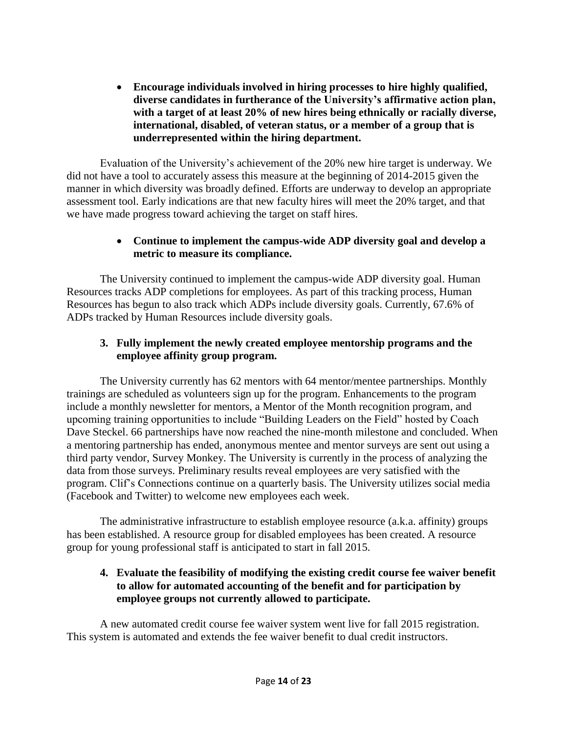- **Encourage individuals involved in hiring processes to hire highly qualified, diverse candidates in furtherance of the University's affirmative action plan, with a target of at least 20% of new hires being ethnically or racially diverse, international, disabled, of veteran status, or a member of a group that is underrepresented within the hiring department.**

Evaluation of the University's achievement of the 20% new hire target is underway. We did not have a tool to accurately assess this measure at the beginning of 2014-2015 given the manner in which diversity was broadly defined. Efforts are underway to develop an appropriate assessment tool. Early indications are that new faculty hires will meet the 20% target, and that we have made progress toward achieving the target on staff hires.

- **Continue to implement the campus-wide ADP diversity goal and develop a metric to measure its compliance.**

The University continued to implement the campus-wide ADP diversity goal. Human Resources tracks ADP completions for employees. As part of this tracking process, Human Resources has begun to also track which ADPs include diversity goals. Currently, 67.6% of ADPs tracked by Human Resources include diversity goals.

3. **Fully implement the newly created employee mentorship programs and the employee affinity group program.**

The University currently has 62 mentors with 64 mentor/mentee partnerships. Monthly trainings are scheduled as volunteers sign up for the program. Enhancements to the program include a monthly newsletter for mentors, a Mentor of the Month recognition program, and upcoming training opportunities to include "Building Leaders on the Field" hosted by Coach Dave Steckel. 66 partnerships have now reached the nine-month milestone and concluded. When a mentoring partnership has ended, anonymous mentee and mentor surveys are sent out using a third party vendor, Survey Monkey. The University is currently in the process of analyzing the data from those surveys. Preliminary results reveal employees are very satisfied with the program. Clif's Connections continue on a quarterly basis. The University utilizes social media (Facebook and Twitter) to welcome new employees each week.

The administrative infrastructure to establish employee resource (a.k.a. affinity) groups has been established. A resource group for disabled employees has been created. A resource group for young professional staff is anticipated to start in fall 2015.

4. **Evaluate the feasibility of modifying the existing credit course fee waiver benefit to allow for automated accounting of the benefit and for participation by employee groups not currently allowed to participate.**

A new automated credit course fee waiver system went live for fall 2015 registration. This system is automated and extends the fee waiver benefit to dual credit instructors.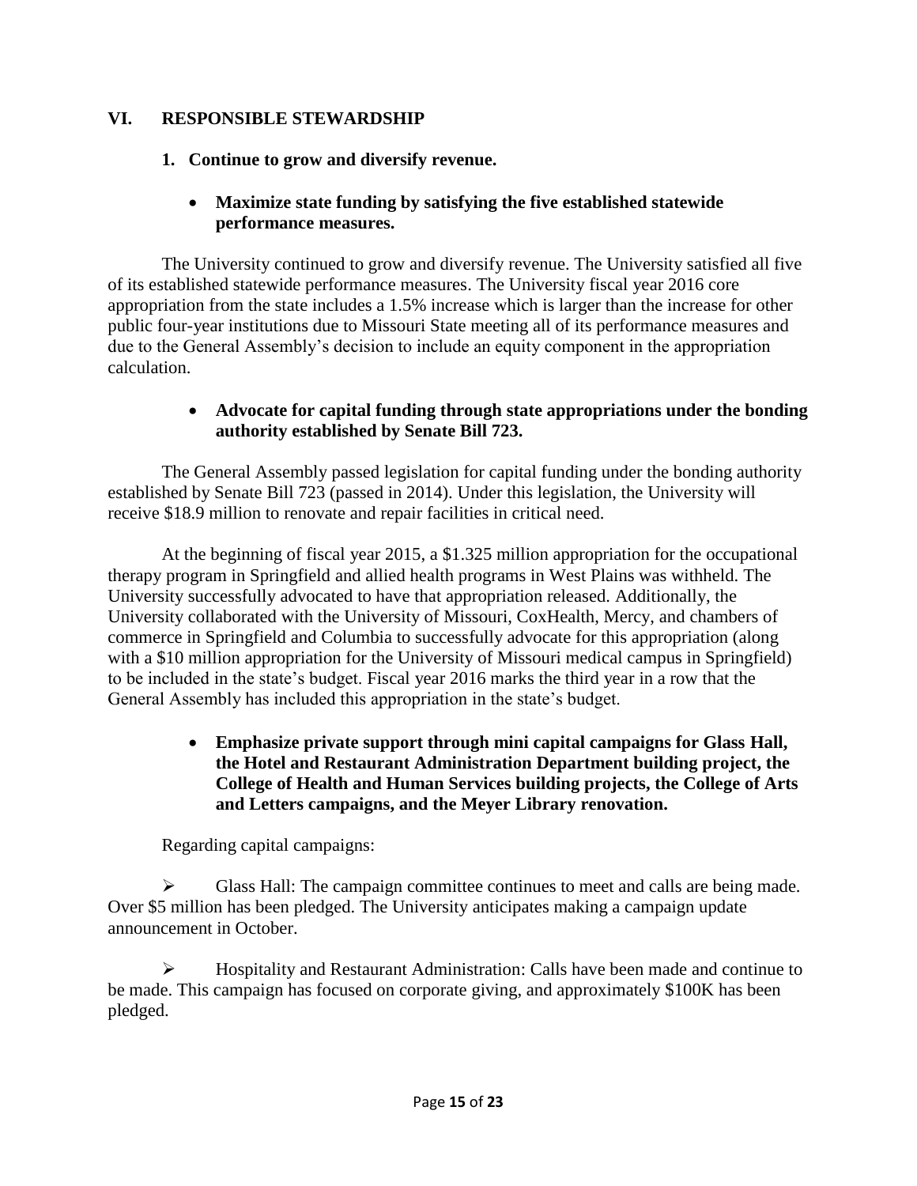## VI. RESPONSIBLE STEWARDSHIP

### 1. Continue to grow and diversify revenue.

- **Maximize state funding by satisfying the five established statewide performance measures.**

The University continued to grow and diversify revenue. The University satisfied all five of its established statewide performance measures. The University fiscal year 2016 core appropriation from the state includes a 1.5% increase which is larger than the increase for other public four-year institutions due to Missouri State meeting all of its performance measures and due to the General Assembly's decision to include an equity component in the appropriation calculation.

- **Advocate for capital funding through state appropriations under the bonding authority established by Senate Bill 723.**

The General Assembly passed legislation for capital funding under the bonding authority established by Senate Bill 723 (passed in 2014). Under this legislation, the University will receive $18.9 million to renovate and repair facilities in critical need.

At the beginning of fiscal year 2015, a $1.325 million appropriation for the occupational therapy program in Springfield and allied health programs in West Plains was withheld. The University successfully advocated to have that appropriation released. Additionally, the University collaborated with the University of Missouri, CoxHealth, Mercy, and chambers of commerce in Springfield and Columbia to successfully advocate for this appropriation (along with a $10 million appropriation for the University of Missouri medical campus in Springfield) to be included in the state's budget. Fiscal year 2016 marks the third year in a row that the General Assembly has included this appropriation in the state's budget.

- **Emphasize private support through mini capital campaigns for Glass Hall, the Hotel and Restaurant Administration Department building project, the College of Health and Human Services building projects, the College of Arts and Letters campaigns, and the Meyer Library renovation.**

Regarding capital campaigns:

- Glass Hall: The campaign committee continues to meet and calls are being made. Over $5 million has been pledged. The University anticipates making a campaign update announcement in October.

- Hospitality and Restaurant Administration: Calls have been made and continue to be made. This campaign has focused on corporate giving, and approximately $100K has been pledged.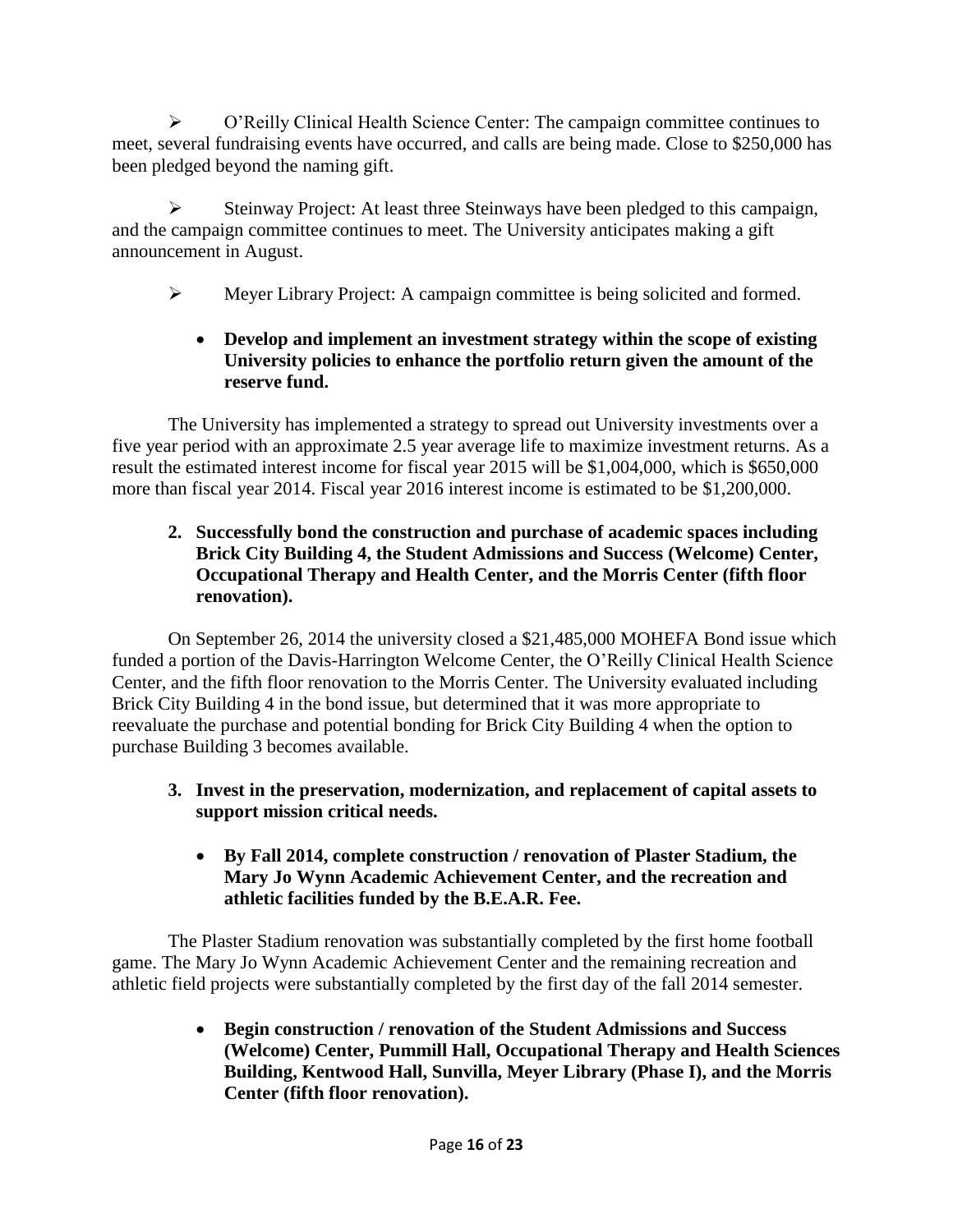- O'Reilly Clinical Health Science Center: The campaign committee continues to meet, several fundraising events have occurred, and calls are being made. Close to $250,000 has been pledged beyond the naming gift.

- Steinway Project: At least three Steinways have been pledged to this campaign, and the campaign committee continues to meet. The University anticipates making a gift announcement in August.

- Meyer Library Project: A campaign committee is being solicited and formed.

  - **Develop and implement an investment strategy within the scope of existing University policies to enhance the portfolio return given the amount of the reserve fund.**

The University has implemented a strategy to spread out University investments over a five year period with an approximate 2.5 year average life to maximize investment returns. As a result the estimated interest income for fiscal year 2015 will be $1,004,000, which is $650,000 more than fiscal year 2014. Fiscal year 2016 interest income is estimated to be $1,200,000.

2. **Successfully bond the construction and purchase of academic spaces including Brick City Building 4, the Student Admissions and Success (Welcome) Center, Occupational Therapy and Health Center, and the Morris Center (fifth floor renovation).**

On September 26, 2014 the university closed a $21,485,000 MOHEFA Bond issue which funded a portion of the Davis-Harrington Welcome Center, the O'Reilly Clinical Health Science Center, and the fifth floor renovation to the Morris Center. The University evaluated including Brick City Building 4 in the bond issue, but determined that it was more appropriate to reevaluate the purchase and potential bonding for Brick City Building 4 when the option to purchase Building 3 becomes available.

3. **Invest in the preservation, modernization, and replacement of capital assets to support mission critical needs.**

   - **By Fall 2014, complete construction / renovation of Plaster Stadium, the Mary Jo Wynn Academic Achievement Center, and the recreation and athletic facilities funded by the B.E.A.R. Fee.**

The Plaster Stadium renovation was substantially completed by the first home football game. The Mary Jo Wynn Academic Achievement Center and the remaining recreation and athletic field projects were substantially completed by the first day of the fall 2014 semester.

   - **Begin construction / renovation of the Student Admissions and Success (Welcome) Center, Pummill Hall, Occupational Therapy and Health Sciences Building, Kentwood Hall, Sunvilla, Meyer Library (Phase I), and the Morris Center (fifth floor renovation).**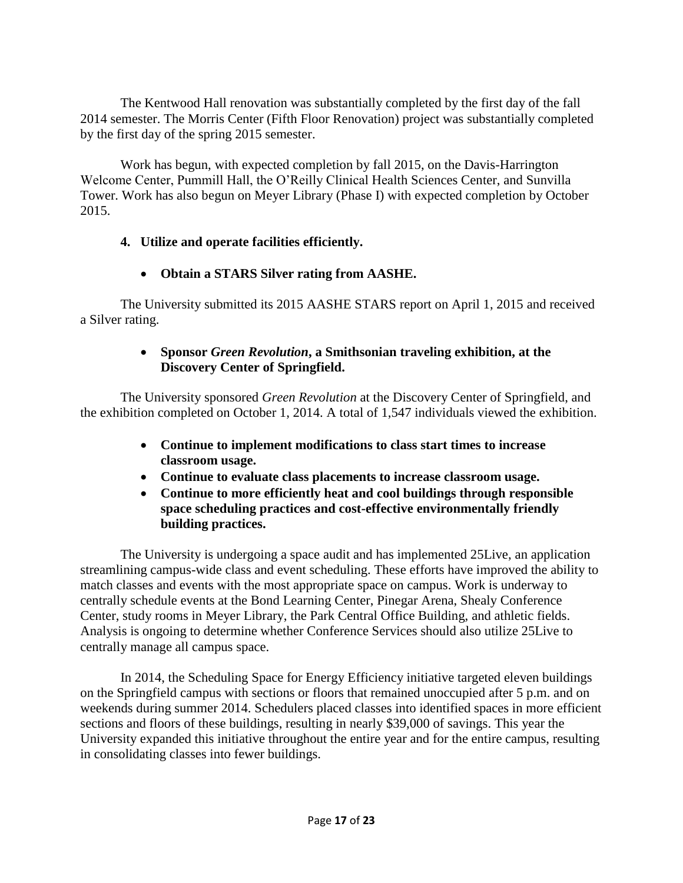The Kentwood Hall renovation was substantially completed by the first day of the fall 2014 semester. The Morris Center (Fifth Floor Renovation) project was substantially completed by the first day of the spring 2015 semester.

Work has begun, with expected completion by fall 2015, on the Davis-Harrington Welcome Center, Pummill Hall, the O'Reilly Clinical Health Sciences Center, and Sunvilla Tower. Work has also begun on Meyer Library (Phase I) with expected completion by October 2015.

**4. Utilize and operate facilities efficiently.**

- **Obtain a STARS Silver rating from AASHE.**

The University submitted its 2015 AASHE STARS report on April 1, 2015 and received a Silver rating.

- **Sponsor *Green Revolution*, a Smithsonian traveling exhibition, at the Discovery Center of Springfield.**

The University sponsored *Green Revolution* at the Discovery Center of Springfield, and the exhibition completed on October 1, 2014. A total of 1,547 individuals viewed the exhibition.

- **Continue to implement modifications to class start times to increase classroom usage.**
- **Continue to evaluate class placements to increase classroom usage.**
- **Continue to more efficiently heat and cool buildings through responsible space scheduling practices and cost-effective environmentally friendly building practices.**

The University is undergoing a space audit and has implemented 25Live, an application streamlining campus-wide class and event scheduling. These efforts have improved the ability to match classes and events with the most appropriate space on campus. Work is underway to centrally schedule events at the Bond Learning Center, Pinegar Arena, Shealy Conference Center, study rooms in Meyer Library, the Park Central Office Building, and athletic fields. Analysis is ongoing to determine whether Conference Services should also utilize 25Live to centrally manage all campus space.

In 2014, the Scheduling Space for Energy Efficiency initiative targeted eleven buildings on the Springfield campus with sections or floors that remained unoccupied after 5 p.m. and on weekends during summer 2014. Schedulers placed classes into identified spaces in more efficient sections and floors of these buildings, resulting in nearly $39,000 of savings. This year the University expanded this initiative throughout the entire year and for the entire campus, resulting in consolidating classes into fewer buildings.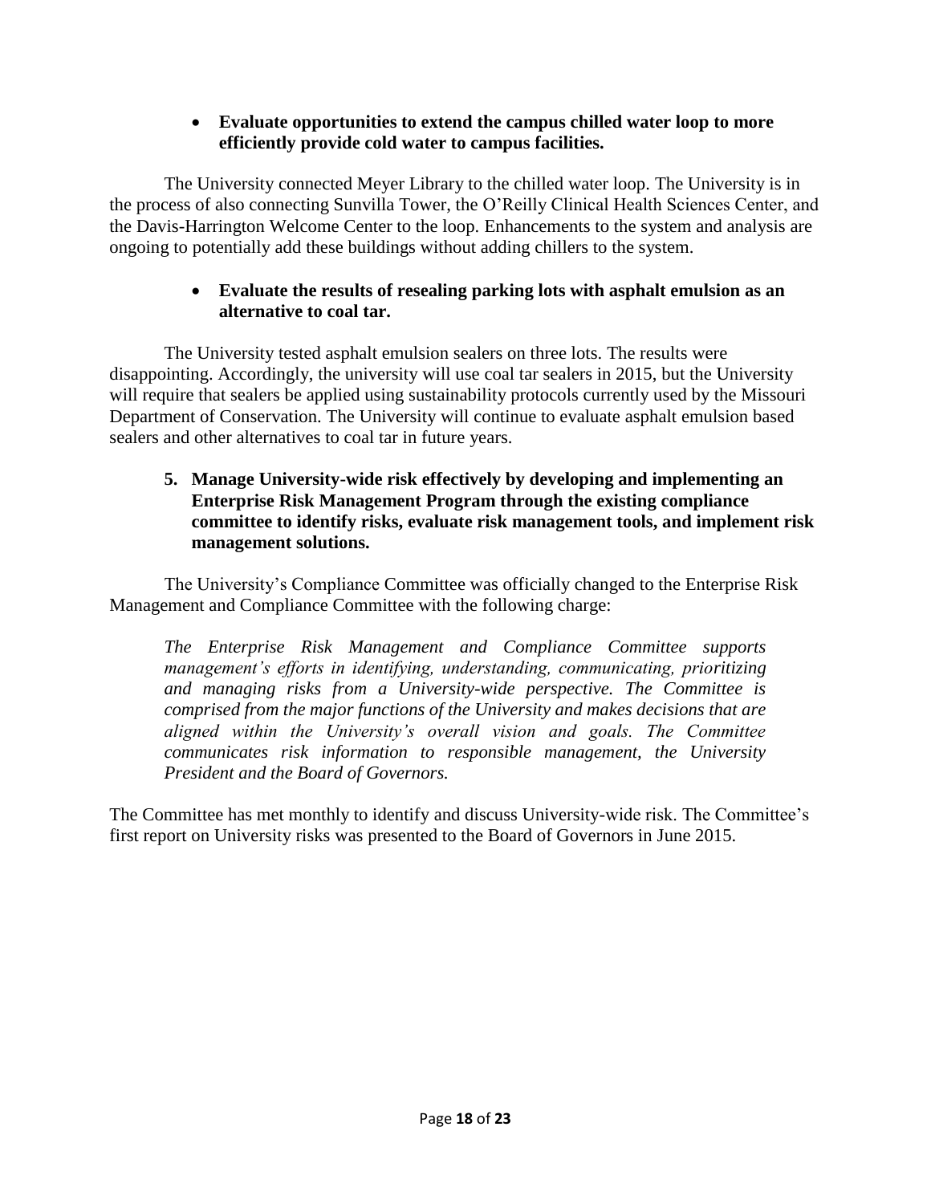- **Evaluate opportunities to extend the campus chilled water loop to more efficiently provide cold water to campus facilities.**

The University connected Meyer Library to the chilled water loop. The University is in the process of also connecting Sunvilla Tower, the O'Reilly Clinical Health Sciences Center, and the Davis-Harrington Welcome Center to the loop. Enhancements to the system and analysis are ongoing to potentially add these buildings without adding chillers to the system.

- **Evaluate the results of resealing parking lots with asphalt emulsion as an alternative to coal tar.**

The University tested asphalt emulsion sealers on three lots. The results were disappointing. Accordingly, the university will use coal tar sealers in 2015, but the University will require that sealers be applied using sustainability protocols currently used by the Missouri Department of Conservation. The University will continue to evaluate asphalt emulsion based sealers and other alternatives to coal tar in future years.

5. **Manage University-wide risk effectively by developing and implementing an Enterprise Risk Management Program through the existing compliance committee to identify risks, evaluate risk management tools, and implement risk management solutions.**

The University's Compliance Committee was officially changed to the Enterprise Risk Management and Compliance Committee with the following charge:

> *The Enterprise Risk Management and Compliance Committee supports management's efforts in identifying, understanding, communicating, prioritizing and managing risks from a University-wide perspective. The Committee is comprised from the major functions of the University and makes decisions that are aligned within the University's overall vision and goals. The Committee communicates risk information to responsible management, the University President and the Board of Governors.*

The Committee has met monthly to identify and discuss University-wide risk. The Committee's first report on University risks was presented to the Board of Governors in June 2015.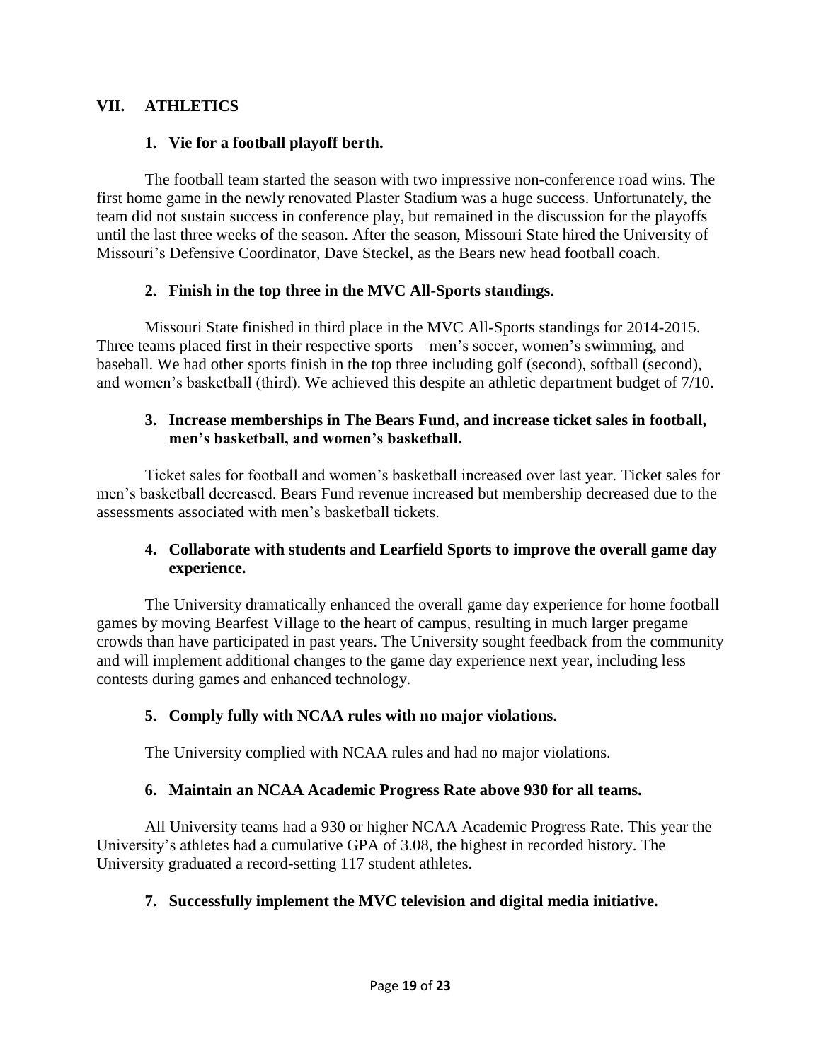## VII. ATHLETICS

### 1. Vie for a football playoff berth.

The football team started the season with two impressive non-conference road wins. The first home game in the newly renovated Plaster Stadium was a huge success. Unfortunately, the team did not sustain success in conference play, but remained in the discussion for the playoffs until the last three weeks of the season. After the season, Missouri State hired the University of Missouri's Defensive Coordinator, Dave Steckel, as the Bears new head football coach.

### 2. Finish in the top three in the MVC All-Sports standings.

Missouri State finished in third place in the MVC All-Sports standings for 2014-2015. Three teams placed first in their respective sports—men's soccer, women's swimming, and baseball. We had other sports finish in the top three including golf (second), softball (second), and women's basketball (third). We achieved this despite an athletic department budget of 7/10.

### 3. Increase memberships in The Bears Fund, and increase ticket sales in football, men's basketball, and women's basketball.

Ticket sales for football and women's basketball increased over last year. Ticket sales for men's basketball decreased. Bears Fund revenue increased but membership decreased due to the assessments associated with men's basketball tickets.

### 4. Collaborate with students and Learfield Sports to improve the overall game day experience.

The University dramatically enhanced the overall game day experience for home football games by moving Bearfest Village to the heart of campus, resulting in much larger pregame crowds than have participated in past years. The University sought feedback from the community and will implement additional changes to the game day experience next year, including less contests during games and enhanced technology.

### 5. Comply fully with NCAA rules with no major violations.

The University complied with NCAA rules and had no major violations.

### 6. Maintain an NCAA Academic Progress Rate above 930 for all teams.

All University teams had a 930 or higher NCAA Academic Progress Rate. This year the University's athletes had a cumulative GPA of 3.08, the highest in recorded history. The University graduated a record-setting 117 student athletes.

### 7. Successfully implement the MVC television and digital media initiative.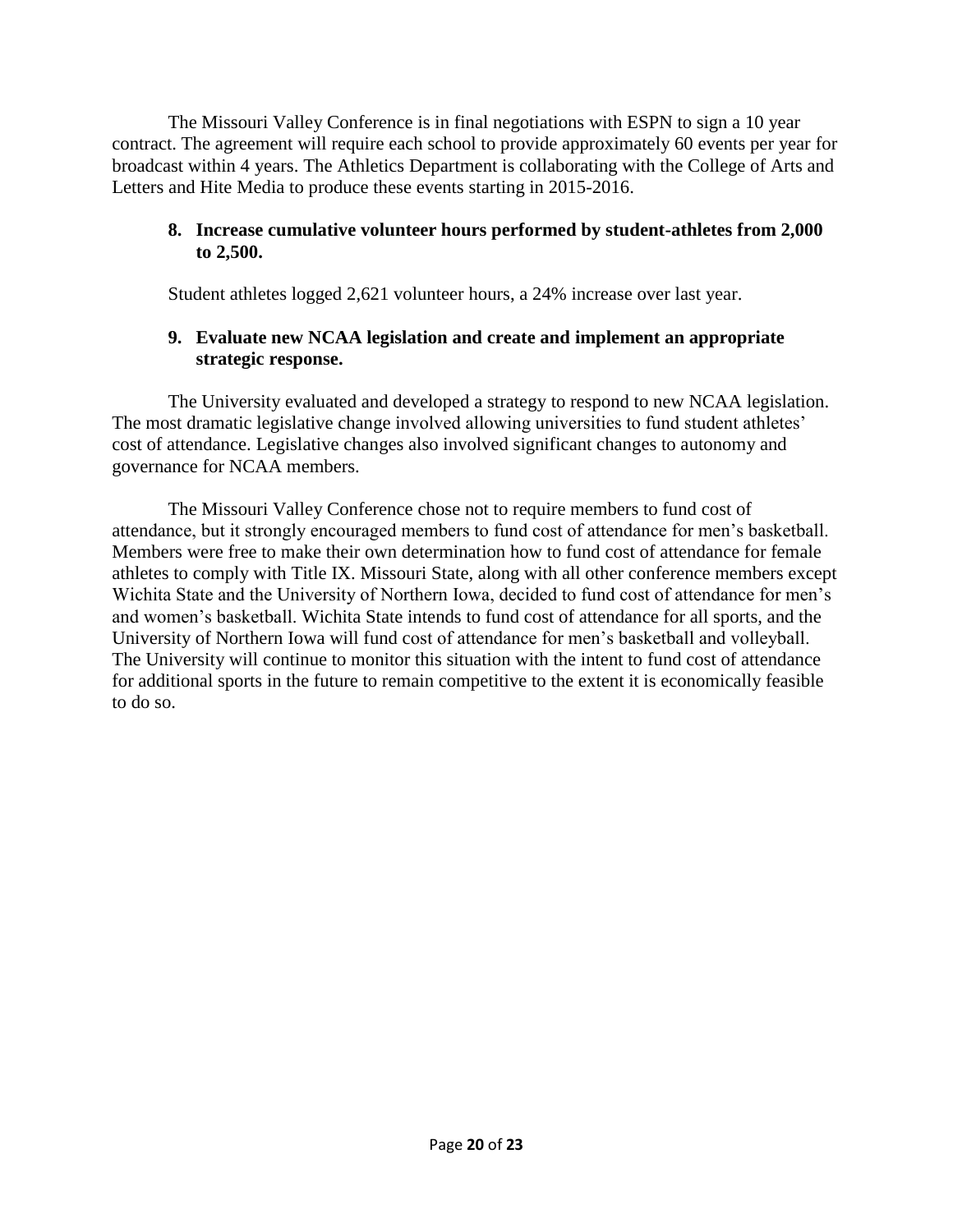The Missouri Valley Conference is in final negotiations with ESPN to sign a 10 year contract. The agreement will require each school to provide approximately 60 events per year for broadcast within 4 years. The Athletics Department is collaborating with the College of Arts and Letters and Hite Media to produce these events starting in 2015-2016.

8. **Increase cumulative volunteer hours performed by student-athletes from 2,000 to 2,500.**

Student athletes logged 2,621 volunteer hours, a 24% increase over last year.

9. **Evaluate new NCAA legislation and create and implement an appropriate strategic response.**

The University evaluated and developed a strategy to respond to new NCAA legislation. The most dramatic legislative change involved allowing universities to fund student athletes' cost of attendance. Legislative changes also involved significant changes to autonomy and governance for NCAA members.

The Missouri Valley Conference chose not to require members to fund cost of attendance, but it strongly encouraged members to fund cost of attendance for men's basketball. Members were free to make their own determination how to fund cost of attendance for female athletes to comply with Title IX. Missouri State, along with all other conference members except Wichita State and the University of Northern Iowa, decided to fund cost of attendance for men's and women's basketball. Wichita State intends to fund cost of attendance for all sports, and the University of Northern Iowa will fund cost of attendance for men's basketball and volleyball. The University will continue to monitor this situation with the intent to fund cost of attendance for additional sports in the future to remain competitive to the extent it is economically feasible to do so.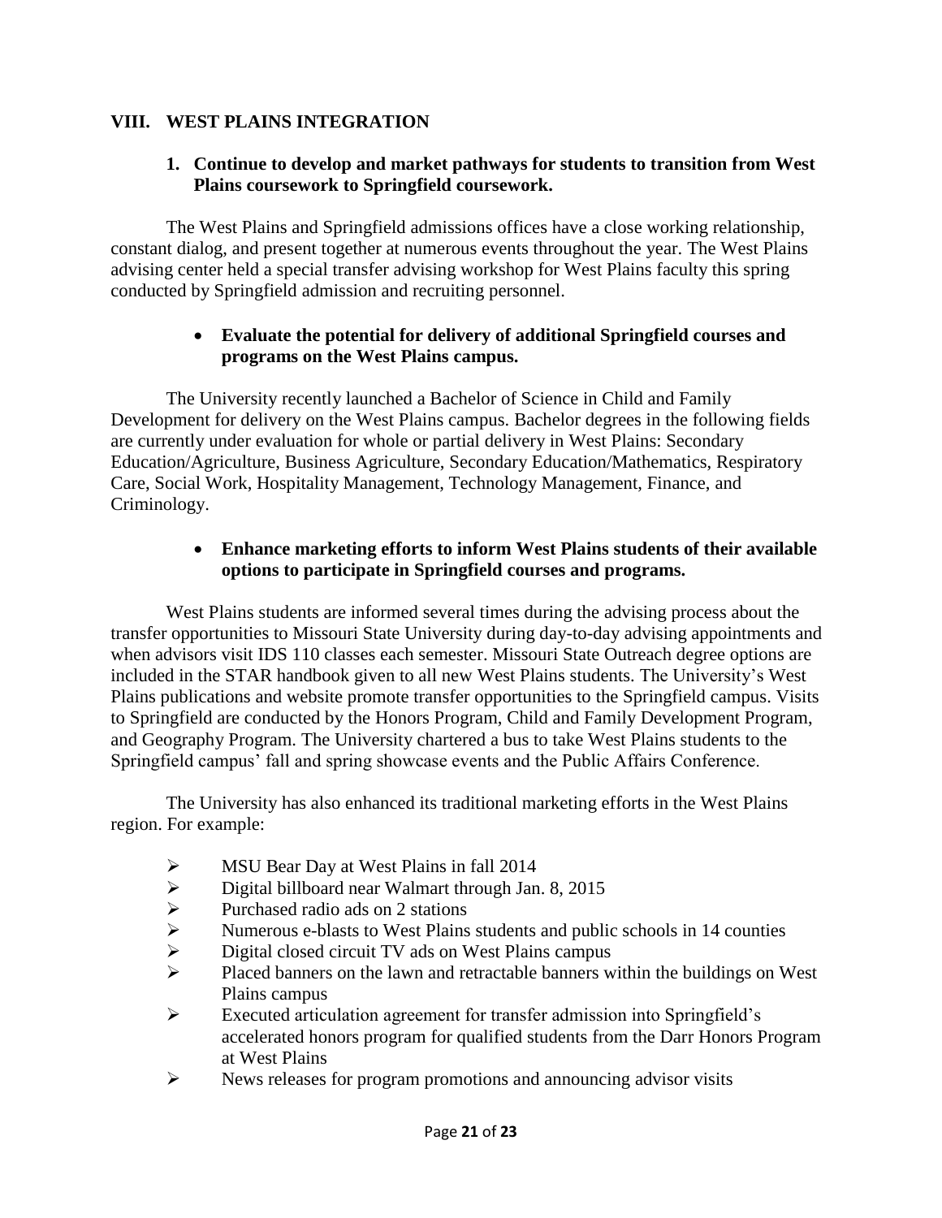## VIII. WEST PLAINS INTEGRATION

### 1. Continue to develop and market pathways for students to transition from West Plains coursework to Springfield coursework.

The West Plains and Springfield admissions offices have a close working relationship, constant dialog, and present together at numerous events throughout the year. The West Plains advising center held a special transfer advising workshop for West Plains faculty this spring conducted by Springfield admission and recruiting personnel.

- **Evaluate the potential for delivery of additional Springfield courses and programs on the West Plains campus.**

The University recently launched a Bachelor of Science in Child and Family Development for delivery on the West Plains campus. Bachelor degrees in the following fields are currently under evaluation for whole or partial delivery in West Plains: Secondary Education/Agriculture, Business Agriculture, Secondary Education/Mathematics, Respiratory Care, Social Work, Hospitality Management, Technology Management, Finance, and Criminology.

- **Enhance marketing efforts to inform West Plains students of their available options to participate in Springfield courses and programs.**

West Plains students are informed several times during the advising process about the transfer opportunities to Missouri State University during day-to-day advising appointments and when advisors visit IDS 110 classes each semester. Missouri State Outreach degree options are included in the STAR handbook given to all new West Plains students. The University's West Plains publications and website promote transfer opportunities to the Springfield campus. Visits to Springfield are conducted by the Honors Program, Child and Family Development Program, and Geography Program. The University chartered a bus to take West Plains students to the Springfield campus' fall and spring showcase events and the Public Affairs Conference.

The University has also enhanced its traditional marketing efforts in the West Plains region. For example:

- MSU Bear Day at West Plains in fall 2014
- Digital billboard near Walmart through Jan. 8, 2015
- Purchased radio ads on 2 stations
- Numerous e-blasts to West Plains students and public schools in 14 counties
- Digital closed circuit TV ads on West Plains campus
- Placed banners on the lawn and retractable banners within the buildings on West Plains campus
- Executed articulation agreement for transfer admission into Springfield's accelerated honors program for qualified students from the Darr Honors Program at West Plains
- News releases for program promotions and announcing advisor visits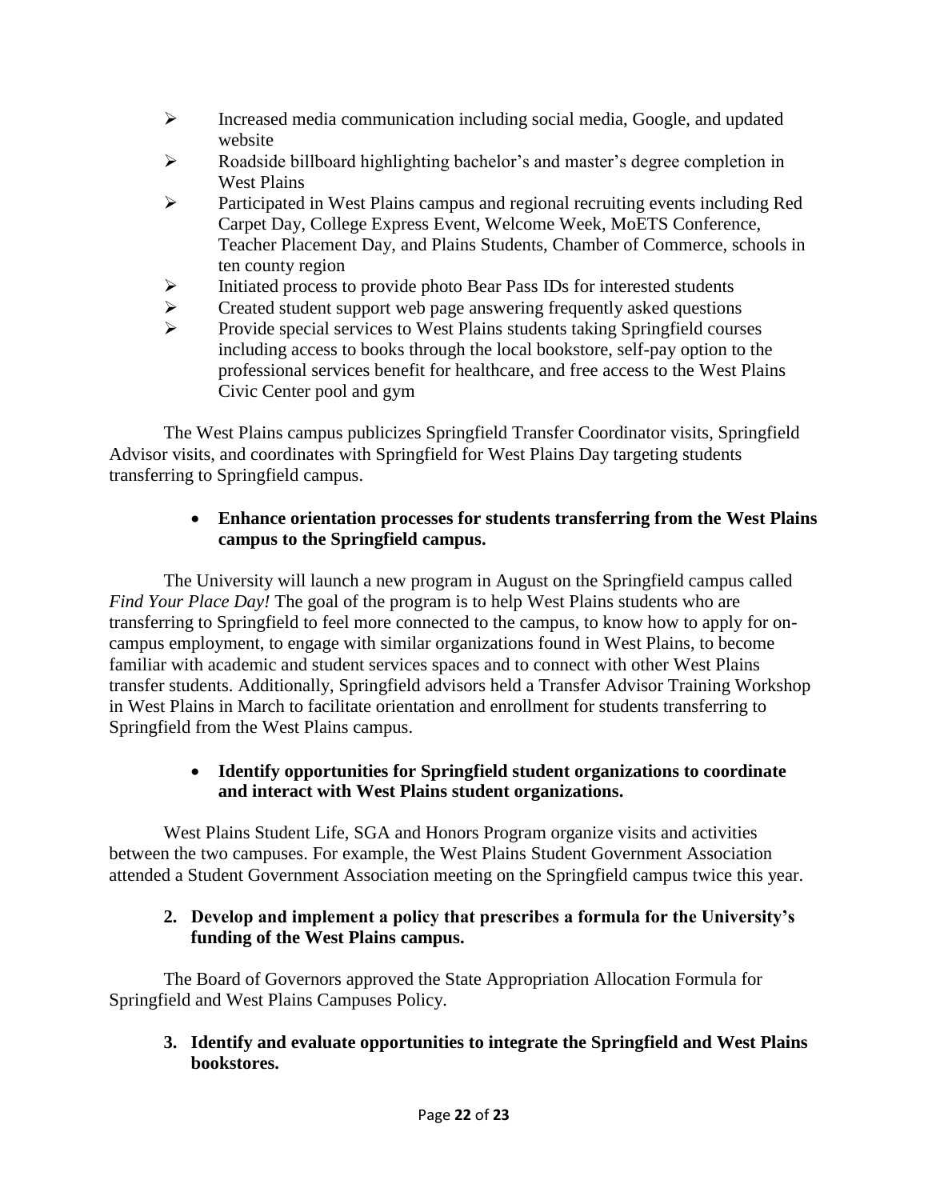- Increased media communication including social media, Google, and updated website
- Roadside billboard highlighting bachelor's and master's degree completion in West Plains
- Participated in West Plains campus and regional recruiting events including Red Carpet Day, College Express Event, Welcome Week, MoETS Conference, Teacher Placement Day, and Plains Students, Chamber of Commerce, schools in ten county region
- Initiated process to provide photo Bear Pass IDs for interested students
- Created student support web page answering frequently asked questions
- Provide special services to West Plains students taking Springfield courses including access to books through the local bookstore, self-pay option to the professional services benefit for healthcare, and free access to the West Plains Civic Center pool and gym

The West Plains campus publicizes Springfield Transfer Coordinator visits, Springfield Advisor visits, and coordinates with Springfield for West Plains Day targeting students transferring to Springfield campus.

- **Enhance orientation processes for students transferring from the West Plains campus to the Springfield campus.**

The University will launch a new program in August on the Springfield campus called *Find Your Place Day!* The goal of the program is to help West Plains students who are transferring to Springfield to feel more connected to the campus, to know how to apply for on-campus employment, to engage with similar organizations found in West Plains, to become familiar with academic and student services spaces and to connect with other West Plains transfer students. Additionally, Springfield advisors held a Transfer Advisor Training Workshop in West Plains in March to facilitate orientation and enrollment for students transferring to Springfield from the West Plains campus.

- **Identify opportunities for Springfield student organizations to coordinate and interact with West Plains student organizations.**

West Plains Student Life, SGA and Honors Program organize visits and activities between the two campuses. For example, the West Plains Student Government Association attended a Student Government Association meeting on the Springfield campus twice this year.

2. **Develop and implement a policy that prescribes a formula for the University's funding of the West Plains campus.**

The Board of Governors approved the State Appropriation Allocation Formula for Springfield and West Plains Campuses Policy.

3. **Identify and evaluate opportunities to integrate the Springfield and West Plains bookstores.**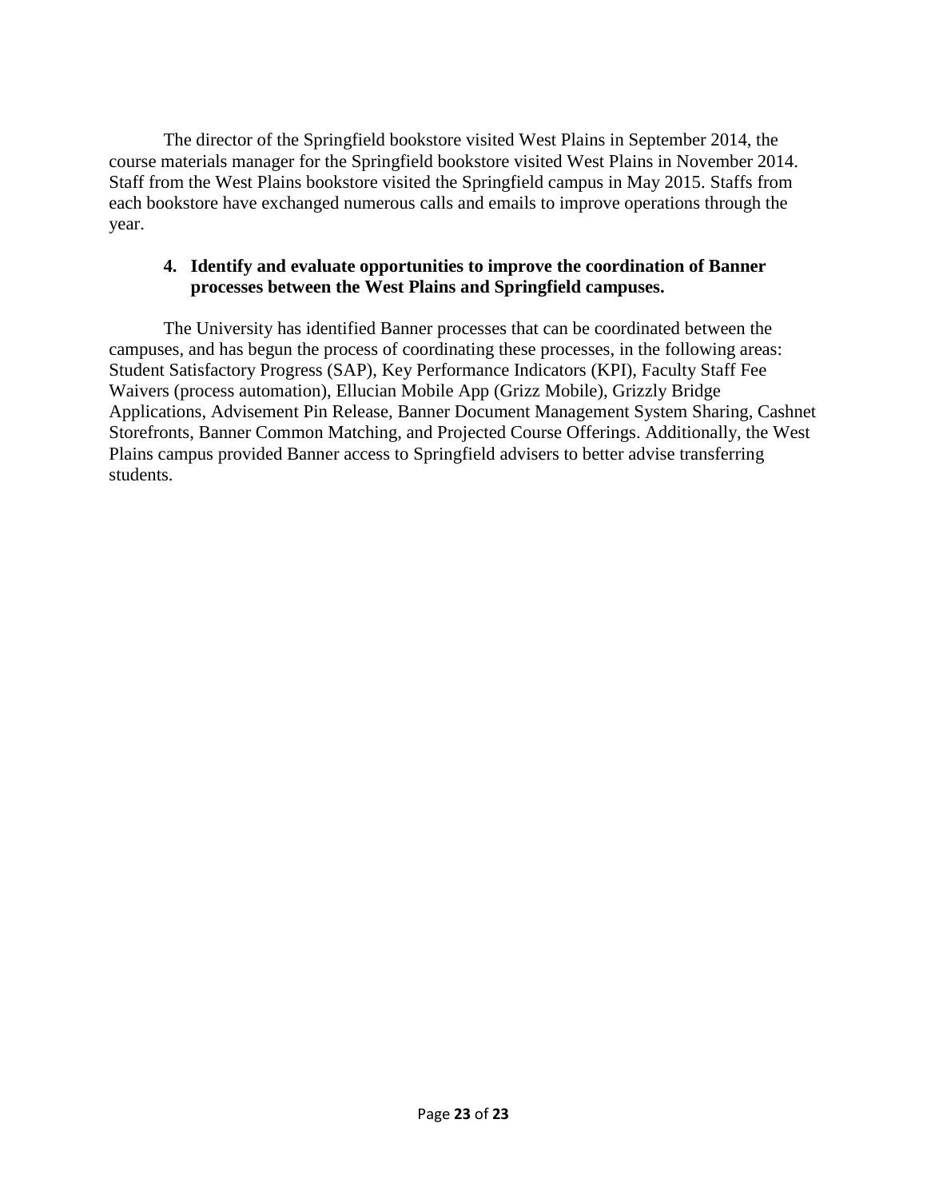The director of the Springfield bookstore visited West Plains in September 2014, the course materials manager for the Springfield bookstore visited West Plains in November 2014. Staff from the West Plains bookstore visited the Springfield campus in May 2015. Staffs from each bookstore have exchanged numerous calls and emails to improve operations through the year.

4. **Identify and evaluate opportunities to improve the coordination of Banner processes between the West Plains and Springfield campuses.**

The University has identified Banner processes that can be coordinated between the campuses, and has begun the process of coordinating these processes, in the following areas: Student Satisfactory Progress (SAP), Key Performance Indicators (KPI), Faculty Staff Fee Waivers (process automation), Ellucian Mobile App (Grizz Mobile), Grizzly Bridge Applications, Advisement Pin Release, Banner Document Management System Sharing, Cashnet Storefronts, Banner Common Matching, and Projected Course Offerings. Additionally, the West Plains campus provided Banner access to Springfield advisers to better advise transferring students.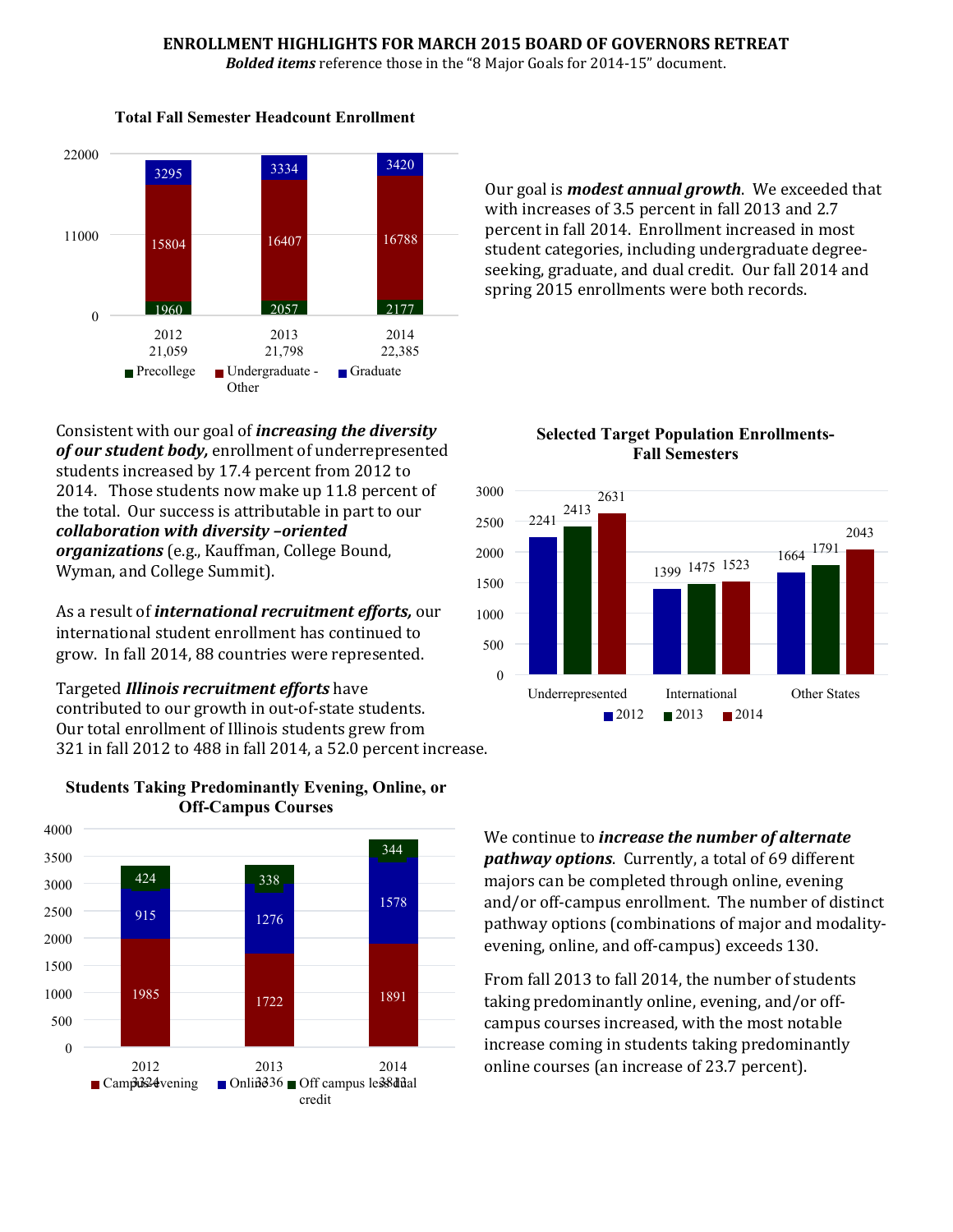# ENROLLMENT HIGHLIGHTS FOR MARCH 2015 BOARD OF GOVERNORS RETREAT

***Bolded items*** reference those in the "8 Major Goals for 2014-15" document.

**Total Fall Semester Headcount Enrollment**

| Year | Precollege | Undergraduate - Other | Graduate | Total |
|---|---|---|---|---|
| 2012 | 1960 | 15804 | 3295 | 21,059 |
| 2013 | 2057 | 16407 | 3334 | 21,798 |
| 2014 | 2177 | 16788 | 3420 | 22,385 |

Our goal is ***modest annual growth***. We exceeded that with increases of 3.5 percent in fall 2013 and 2.7 percent in fall 2014. Enrollment increased in most student categories, including undergraduate degree-seeking, graduate, and dual credit. Our fall 2014 and spring 2015 enrollments were both records.

Consistent with our goal of ***increasing the diversity of our student body,*** enrollment of underrepresented students increased by 17.4 percent from 2012 to 2014. Those students now make up 11.8 percent of the total. Our success is attributable in part to our ***collaboration with diversity –oriented organizations*** (e.g., Kauffman, College Bound, Wyman, and College Summit).

As a result of ***international recruitment efforts,*** our international student enrollment has continued to grow. In fall 2014, 88 countries were represented.

Targeted ***Illinois recruitment efforts*** have contributed to our growth in out-of-state students. Our total enrollment of Illinois students grew from 321 in fall 2012 to 488 in fall 2014, a 52.0 percent increase.

**Selected Target Population Enrollments-Fall Semesters**

| | 2012 | 2013 | 2014 |
|---|---|---|---|
| Underrepresented | 2241 | 2413 | 2631 |
| International | 1399 | 1475 | 1523 |
| Other States | 1664 | 1791 | 2043 |

**Students Taking Predominantly Evening, Online, or Off-Campus Courses**

| Year | Campus-evening | Online | Off campus less dual credit | Total |
|---|---|---|---|---|
| 2012 | 1985 | 915 | 424 | 3324 |
| 2013 | 1722 | 1276 | 338 | 3336 |
| 2014 | 1891 | 1578 | 344 | 3813 |

We continue to ***increase the number of alternate pathway options***. Currently, a total of 69 different majors can be completed through online, evening and/or off-campus enrollment. The number of distinct pathway options (combinations of major and modality-evening, online, and off-campus) exceeds 130.

From fall 2013 to fall 2014, the number of students taking predominantly online, evening, and/or off-campus courses increased, with the most notable increase coming in students taking predominantly online courses (an increase of 23.7 percent).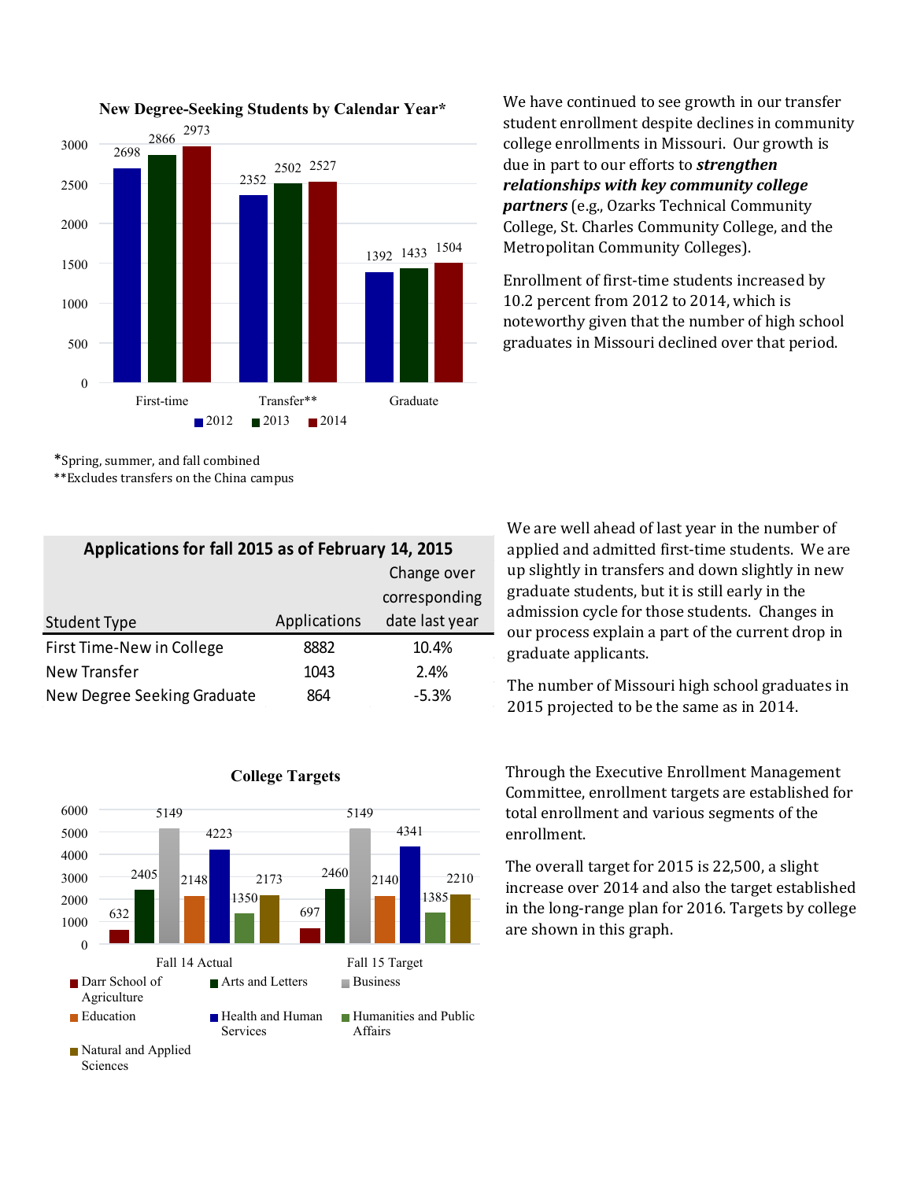**New Degree-Seeking Students by Calendar Year***

| | 2012 | 2013 | 2014 |
|---|---|---|---|
| First-time | 2698 | 2866 | 2973 |
| Transfer** | 2352 | 2502 | 2527 |
| Graduate | 1392 | 1433 | 1504 |

*Spring, summer, and fall combined
**Excludes transfers on the China campus

We have continued to see growth in our transfer student enrollment despite declines in community college enrollments in Missouri. Our growth is due in part to our efforts to ***strengthen relationships with key community college partners*** (e.g., Ozarks Technical Community College, St. Charles Community College, and the Metropolitan Community Colleges).

Enrollment of first-time students increased by 10.2 percent from 2012 to 2014, which is noteworthy given that the number of high school graduates in Missouri declined over that period.

**Applications for fall 2015 as of February 14, 2015**

| Student Type | Applications | Change over corresponding date last year |
|---|---|---|
| First Time-New in College | 8882 | 10.4% |
| New Transfer | 1043 | 2.4% |
| New Degree Seeking Graduate | 864 | -5.3% |

We are well ahead of last year in the number of applied and admitted first-time students. We are up slightly in transfers and down slightly in new graduate students, but it is still early in the admission cycle for those students. Changes in our process explain a part of the current drop in graduate applicants.

The number of Missouri high school graduates in 2015 projected to be the same as in 2014.

**College Targets**

| College | Fall 14 Actual | Fall 15 Target |
|---|---|---|
| Darr School of Agriculture | 632 | 697 |
| Arts and Letters | 2405 | 2460 |
| Business | 5149 | 5149 |
| Education | 2148 | 2140 |
| Health and Human Services | 4223 | 4341 |
| Humanities and Public Affairs | 1350 | 1385 |
| Natural and Applied Sciences | 2173 | 2210 |

Through the Executive Enrollment Management Committee, enrollment targets are established for total enrollment and various segments of the enrollment.

The overall target for 2015 is 22,500, a slight increase over 2014 and also the target established in the long-range plan for 2016. Targets by college are shown in this graph.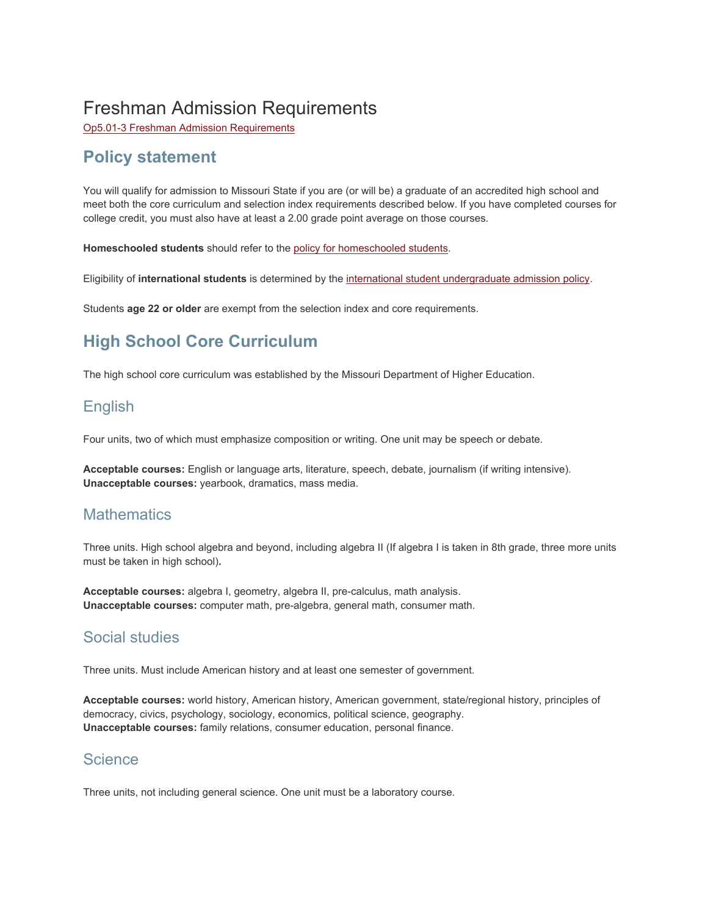# Freshman Admission Requirements

[Op5.01-3 Freshman Admission Requirements](#)

## Policy statement

You will qualify for admission to Missouri State if you are (or will be) a graduate of an accredited high school and meet both the core curriculum and selection index requirements described below. If you have completed courses for college credit, you must also have at least a 2.00 grade point average on those courses.

**Homeschooled students** should refer to the [policy for homeschooled students](#).

Eligibility of **international students** is determined by the [international student undergraduate admission policy](#).

Students **age 22 or older** are exempt from the selection index and core requirements.

## High School Core Curriculum

The high school core curriculum was established by the Missouri Department of Higher Education.

### English

Four units, two of which must emphasize composition or writing. One unit may be speech or debate.

**Acceptable courses:** English or language arts, literature, speech, debate, journalism (if writing intensive).
**Unacceptable courses:** yearbook, dramatics, mass media.

### Mathematics

Three units. High school algebra and beyond, including algebra II (If algebra I is taken in 8th grade, three more units must be taken in high school).

**Acceptable courses:** algebra I, geometry, algebra II, pre-calculus, math analysis.
**Unacceptable courses:** computer math, pre-algebra, general math, consumer math.

### Social studies

Three units. Must include American history and at least one semester of government.

**Acceptable courses:** world history, American history, American government, state/regional history, principles of democracy, civics, psychology, sociology, economics, political science, geography.
**Unacceptable courses:** family relations, consumer education, personal finance.

### Science

Three units, not including general science. One unit must be a laboratory course.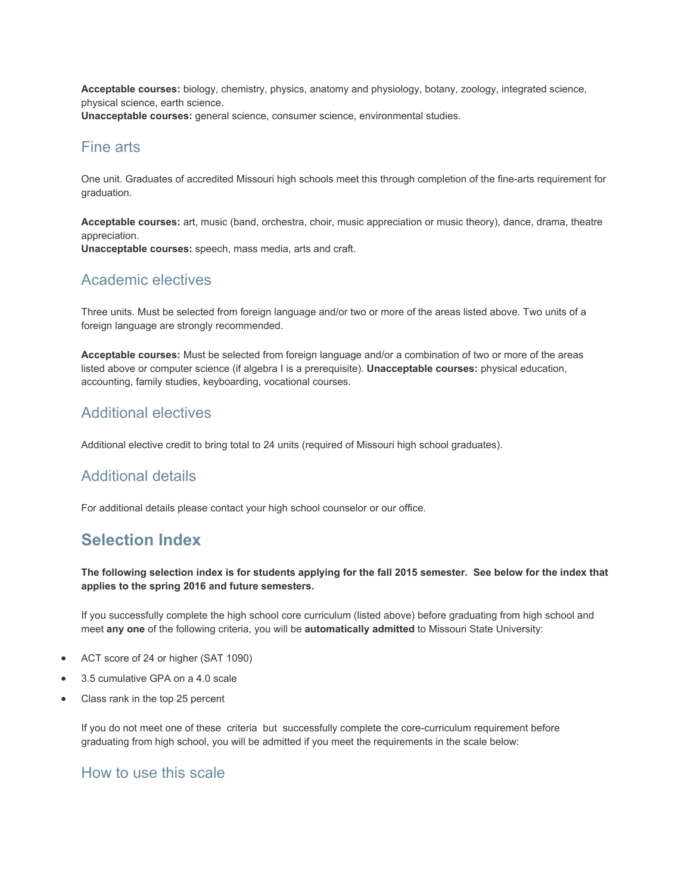**Acceptable courses:** biology, chemistry, physics, anatomy and physiology, botany, zoology, integrated science, physical science, earth science.
**Unacceptable courses:** general science, consumer science, environmental studies.

### Fine arts

One unit. Graduates of accredited Missouri high schools meet this through completion of the fine-arts requirement for graduation.

**Acceptable courses:** art, music (band, orchestra, choir, music appreciation or music theory), dance, drama, theatre appreciation.
**Unacceptable courses:** speech, mass media, arts and craft.

### Academic electives

Three units. Must be selected from foreign language and/or two or more of the areas listed above. Two units of a foreign language are strongly recommended.

**Acceptable courses:** Must be selected from foreign language and/or a combination of two or more of the areas listed above or computer science (if algebra I is a prerequisite). **Unacceptable courses:** physical education, accounting, family studies, keyboarding, vocational courses.

### Additional electives

Additional elective credit to bring total to 24 units (required of Missouri high school graduates).

### Additional details

For additional details please contact your high school counselor or our office.

## Selection Index

**The following selection index is for students applying for the fall 2015 semester. See below for the index that applies to the spring 2016 and future semesters.**

If you successfully complete the high school core curriculum (listed above) before graduating from high school and meet **any one** of the following criteria, you will be **automatically admitted** to Missouri State University:

- ACT score of 24 or higher (SAT 1090)
- 3.5 cumulative GPA on a 4.0 scale
- Class rank in the top 25 percent

If you do not meet one of these criteria but successfully complete the core-curriculum requirement before graduating from high school, you will be admitted if you meet the requirements in the scale below:

### How to use this scale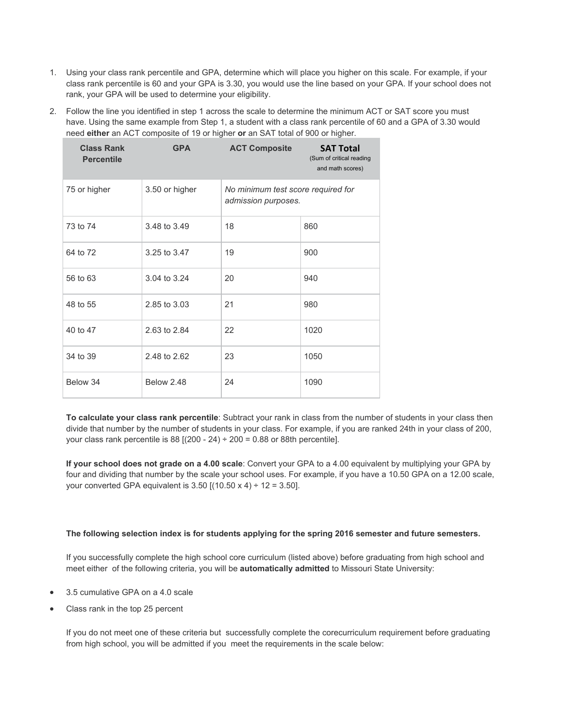1. Using your class rank percentile and GPA, determine which will place you higher on this scale. For example, if your class rank percentile is 60 and your GPA is 3.30, you would use the line based on your GPA. If your school does not rank, your GPA will be used to determine your eligibility.
2. Follow the line you identified in step 1 across the scale to determine the minimum ACT or SAT score you must have. Using the same example from Step 1, a student with a class rank percentile of 60 and a GPA of 3.30 would need **either** an ACT composite of 19 or higher **or** an SAT total of 900 or higher.

| Class Rank Percentile | GPA | ACT Composite | SAT Total (Sum of critical reading and math scores) |
|---|---|---|---|
| 75 or higher | 3.50 or higher | *No minimum test score required for admission purposes.* | |
| 73 to 74 | 3.48 to 3.49 | 18 | 860 |
| 64 to 72 | 3.25 to 3.47 | 19 | 900 |
| 56 to 63 | 3.04 to 3.24 | 20 | 940 |
| 48 to 55 | 2.85 to 3.03 | 21 | 980 |
| 40 to 47 | 2.63 to 2.84 | 22 | 1020 |
| 34 to 39 | 2.48 to 2.62 | 23 | 1050 |
| Below 34 | Below 2.48 | 24 | 1090 |

**To calculate your class rank percentile**: Subtract your rank in class from the number of students in your class then divide that number by the number of students in your class. For example, if you are ranked 24th in your class of 200, your class rank percentile is 88 [(200 - 24) ÷ 200 = 0.88 or 88th percentile].

**If your school does not grade on a 4.00 scale**: Convert your GPA to a 4.00 equivalent by multiplying your GPA by four and dividing that number by the scale your school uses. For example, if you have a 10.50 GPA on a 12.00 scale, your converted GPA equivalent is 3.50 [(10.50 x 4) ÷ 12 = 3.50].

**The following selection index is for students applying for the spring 2016 semester and future semesters.**

If you successfully complete the high school core curriculum (listed above) before graduating from high school and meet either of the following criteria, you will be **automatically admitted** to Missouri State University:

- 3.5 cumulative GPA on a 4.0 scale
- Class rank in the top 25 percent

If you do not meet one of these criteria but successfully complete the corecurriculum requirement before graduating from high school, you will be admitted if you meet the requirements in the scale below: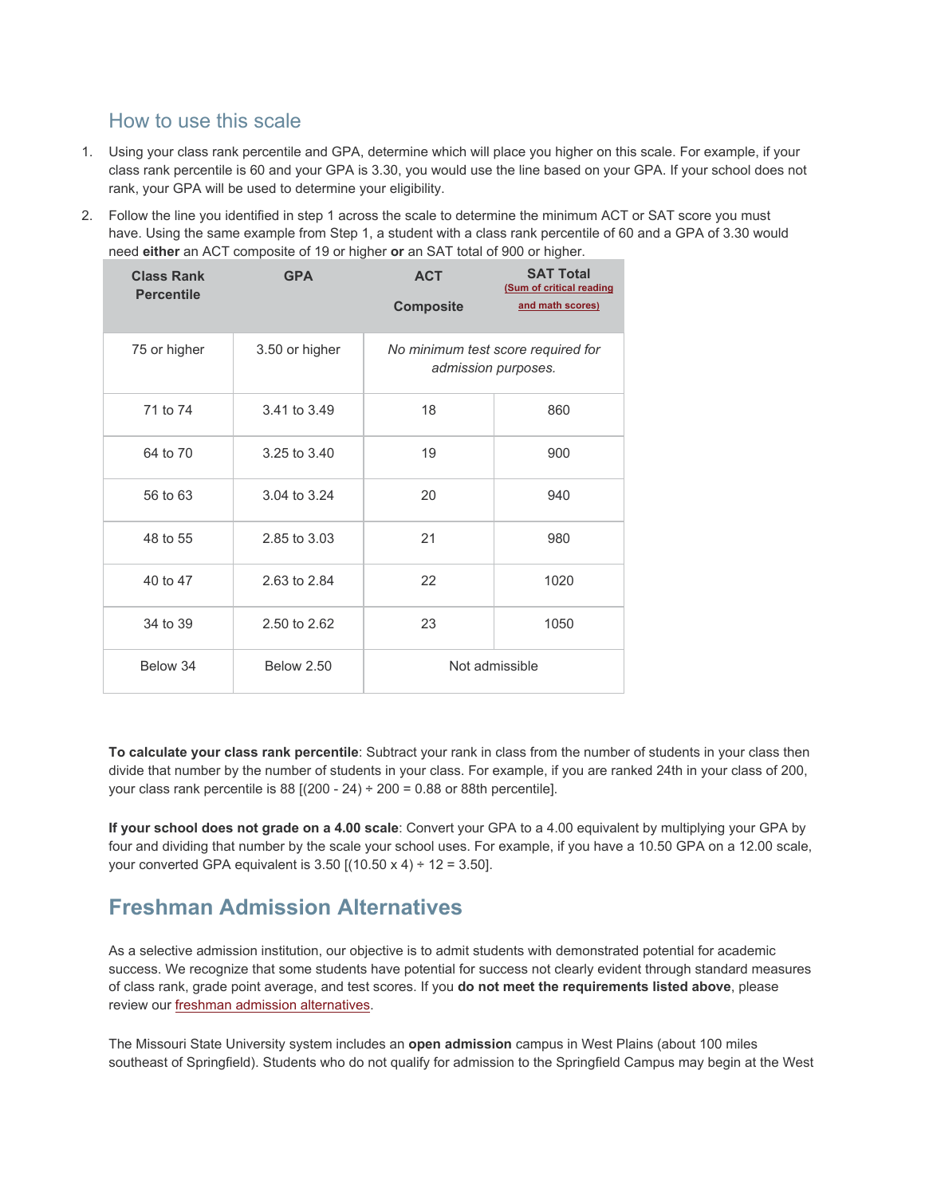## How to use this scale

1. Using your class rank percentile and GPA, determine which will place you higher on this scale. For example, if your class rank percentile is 60 and your GPA is 3.30, you would use the line based on your GPA. If your school does not rank, your GPA will be used to determine your eligibility.
2. Follow the line you identified in step 1 across the scale to determine the minimum ACT or SAT score you must have. Using the same example from Step 1, a student with a class rank percentile of 60 and a GPA of 3.30 would need **either** an ACT composite of 19 or higher **or** an SAT total of 900 or higher.

| Class Rank Percentile | GPA | ACT Composite | SAT Total (Sum of critical reading and math scores) |
|---|---|---|---|
| 75 or higher | 3.50 or higher | *No minimum test score required for admission purposes.* | |
| 71 to 74 | 3.41 to 3.49 | 18 | 860 |
| 64 to 70 | 3.25 to 3.40 | 19 | 900 |
| 56 to 63 | 3.04 to 3.24 | 20 | 940 |
| 48 to 55 | 2.85 to 3.03 | 21 | 980 |
| 40 to 47 | 2.63 to 2.84 | 22 | 1020 |
| 34 to 39 | 2.50 to 2.62 | 23 | 1050 |
| Below 34 | Below 2.50 | Not admissible | |

**To calculate your class rank percentile**: Subtract your rank in class from the number of students in your class then divide that number by the number of students in your class. For example, if you are ranked 24th in your class of 200, your class rank percentile is 88 [(200 - 24) ÷ 200 = 0.88 or 88th percentile].

**If your school does not grade on a 4.00 scale**: Convert your GPA to a 4.00 equivalent by multiplying your GPA by four and dividing that number by the scale your school uses. For example, if you have a 10.50 GPA on a 12.00 scale, your converted GPA equivalent is 3.50 [(10.50 x 4) ÷ 12 = 3.50].

## Freshman Admission Alternatives

As a selective admission institution, our objective is to admit students with demonstrated potential for academic success. We recognize that some students have potential for success not clearly evident through standard measures of class rank, grade point average, and test scores. If you **do not meet the requirements listed above**, please review our freshman admission alternatives.

The Missouri State University system includes an **open admission** campus in West Plains (about 100 miles southeast of Springfield). Students who do not qualify for admission to the Springfield Campus may begin at the West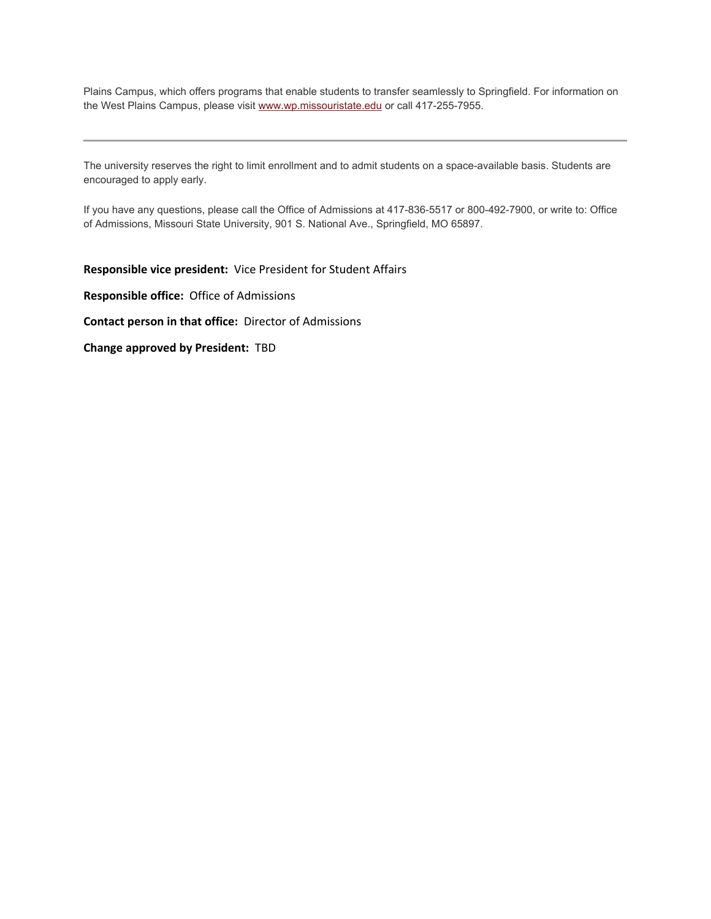Plains Campus, which offers programs that enable students to transfer seamlessly to Springfield. For information on the West Plains Campus, please visit [www.wp.missouristate.edu](http://www.wp.missouristate.edu) or call 417-255-7955.

---

The university reserves the right to limit enrollment and to admit students on a space-available basis. Students are encouraged to apply early.

If you have any questions, please call the Office of Admissions at 417-836-5517 or 800-492-7900, or write to: Office of Admissions, Missouri State University, 901 S. National Ave., Springfield, MO 65897.

**Responsible vice president:** Vice President for Student Affairs

**Responsible office:** Office of Admissions

**Contact person in that office:** Director of Admissions

**Change approved by President:** TBD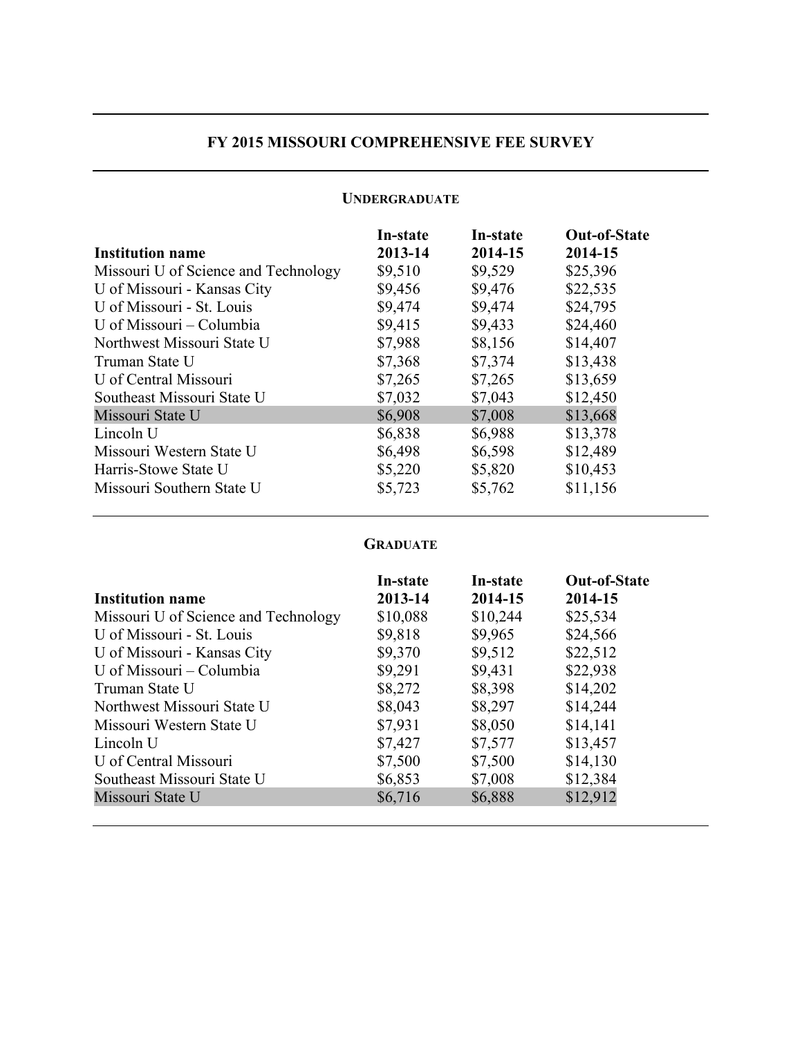## FY 2015 MISSOURI COMPREHENSIVE FEE SURVEY

### Undergraduate

| Institution name | In-state 2013-14 | In-state 2014-15 | Out-of-State 2014-15 |
|---|---|---|---|
| Missouri U of Science and Technology | $9,510 | $9,529 | $25,396 |
| U of Missouri - Kansas City | $9,456 | $9,476 | $22,535 |
| U of Missouri - St. Louis | $9,474 | $9,474 | $24,795 |
| U of Missouri – Columbia | $9,415 | $9,433 | $24,460 |
| Northwest Missouri State U | $7,988 | $8,156 | $14,407 |
| Truman State U | $7,368 | $7,374 | $13,438 |
| U of Central Missouri | $7,265 | $7,265 | $13,659 |
| Southeast Missouri State U | $7,032 | $7,043 | $12,450 |
| Missouri State U | $6,908 | $7,008 | $13,668 |
| Lincoln U | $6,838 | $6,988 | $13,378 |
| Missouri Western State U | $6,498 | $6,598 | $12,489 |
| Harris-Stowe State U | $5,220 | $5,820 | $10,453 |
| Missouri Southern State U | $5,723 | $5,762 | $11,156 |

### Graduate

| Institution name | In-state 2013-14 | In-state 2014-15 | Out-of-State 2014-15 |
|---|---|---|---|
| Missouri U of Science and Technology | $10,088 | $10,244 | $25,534 |
| U of Missouri - St. Louis | $9,818 | $9,965 | $24,566 |
| U of Missouri - Kansas City | $9,370 | $9,512 | $22,512 |
| U of Missouri – Columbia | $9,291 | $9,431 | $22,938 |
| Truman State U | $8,272 | $8,398 | $14,202 |
| Northwest Missouri State U | $8,043 | $8,297 | $14,244 |
| Missouri Western State U | $7,931 | $8,050 | $14,141 |
| Lincoln U | $7,427 | $7,577 | $13,457 |
| U of Central Missouri | $7,500 | $7,500 | $14,130 |
| Southeast Missouri State U | $6,853 | $7,008 | $12,384 |
| Missouri State U | $6,716 | $6,888 | $12,912 |